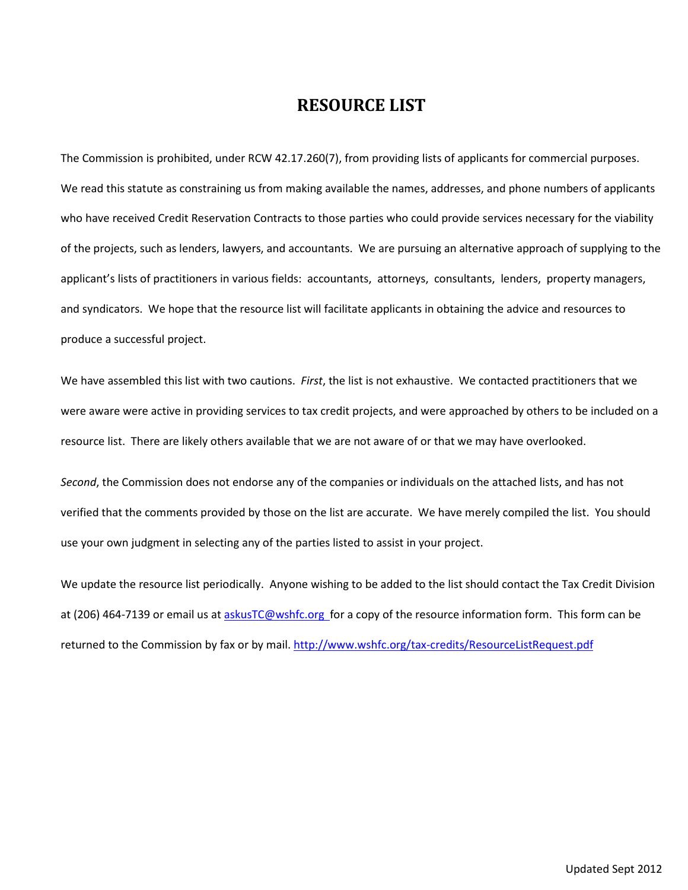# RESOURCE LIST

The Commission is prohibited, under RCW 42.17.260(7), from providing lists of applicants for commercial purposes. We read this statute as constraining us from making available the names, addresses, and phone numbers of applicants who have received Credit Reservation Contracts to those parties who could provide services necessary for the viability of the projects, such as lenders, lawyers, and accountants. We are pursuing an alternative approach of supplying to the applicant's lists of practitioners in various fields: accountants, attorneys, consultants, lenders, property managers, and syndicators. We hope that the resource list will facilitate applicants in obtaining the advice and resources to produce a successful project.

We have assembled this list with two cautions. *First*, the list is not exhaustive. We contacted practitioners that we were aware were active in providing services to tax credit projects, and were approached by others to be included on a resource list. There are likely others available that we are not aware of or that we may have overlooked.

*Second*, the Commission does not endorse any of the companies or individuals on the attached lists, and has not verified that the comments provided by those on the list are accurate. We have merely compiled the list. You should use your own judgment in selecting any of the parties listed to assist in your project.

We update the resource list periodically. Anyone wishing to be added to the list should contact the Tax Credit Division at (206) 464-7139 or email us at askusTC@wshfc.org for a copy of the resource information form. This form can be returned to the Commission by fax or by mail. http://www.wshfc.org/tax-credits/ResourceListRequest.pdf

Updated Sept 2012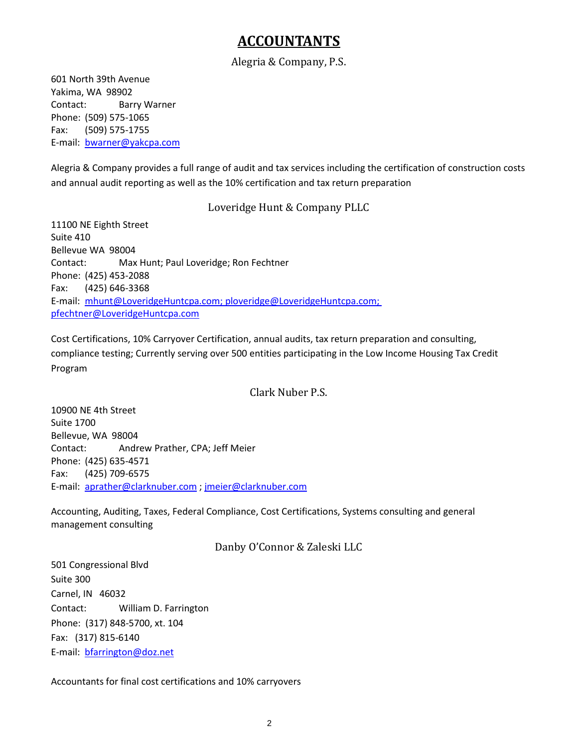# ACCOUNTANTS

## Alegria & Company, P.S.

601 North 39th Avenue
Yakima, WA 98902
Contact: Barry Warner
Phone: (509) 575-1065
Fax: (509) 575-1755
E-mail: bwarner@yakcpa.com

Alegria & Company provides a full range of audit and tax services including the certification of construction costs and annual audit reporting as well as the 10% certification and tax return preparation

## Loveridge Hunt & Company PLLC

11100 NE Eighth Street
Suite 410
Bellevue WA 98004
Contact: Max Hunt; Paul Loveridge; Ron Fechtner
Phone: (425) 453-2088
Fax: (425) 646-3368
E-mail: mhunt@LoveridgeHuntcpa.com; ploveridge@LoveridgeHuntcpa.com; pfechtner@LoveridgeHuntcpa.com

Cost Certifications, 10% Carryover Certification, annual audits, tax return preparation and consulting, compliance testing; Currently serving over 500 entities participating in the Low Income Housing Tax Credit Program

## Clark Nuber P.S.

10900 NE 4th Street
Suite 1700
Bellevue, WA 98004
Contact: Andrew Prather, CPA; Jeff Meier
Phone: (425) 635-4571
Fax: (425) 709-6575
E-mail: aprather@clarknuber.com ; jmeier@clarknuber.com

Accounting, Auditing, Taxes, Federal Compliance, Cost Certifications, Systems consulting and general management consulting

## Danby O'Connor & Zaleski LLC

501 Congressional Blvd
Suite 300
Carnel, IN 46032
Contact: William D. Farrington
Phone: (317) 848-5700, xt. 104
Fax: (317) 815-6140
E-mail: bfarrington@doz.net

Accountants for final cost certifications and 10% carryovers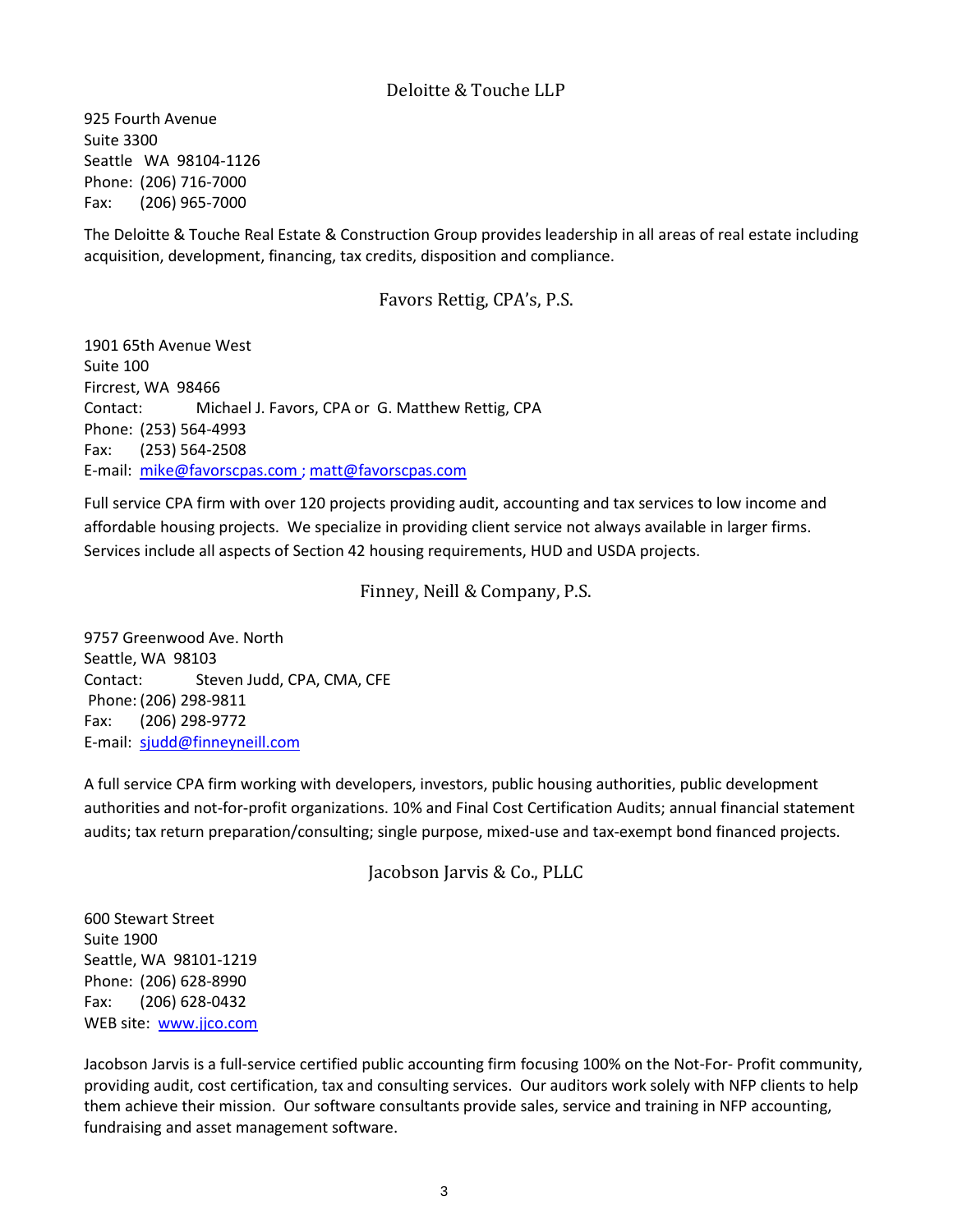## Deloitte & Touche LLP

925 Fourth Avenue
Suite 3300
Seattle WA 98104-1126
Phone: (206) 716-7000
Fax: (206) 965-7000

The Deloitte & Touche Real Estate & Construction Group provides leadership in all areas of real estate including acquisition, development, financing, tax credits, disposition and compliance.

## Favors Rettig, CPA's, P.S.

1901 65th Avenue West
Suite 100
Fircrest, WA 98466
Contact: Michael J. Favors, CPA or G. Matthew Rettig, CPA
Phone: (253) 564-4993
Fax: (253) 564-2508
E-mail: mike@favorscpas.com ; matt@favorscpas.com

Full service CPA firm with over 120 projects providing audit, accounting and tax services to low income and affordable housing projects. We specialize in providing client service not always available in larger firms. Services include all aspects of Section 42 housing requirements, HUD and USDA projects.

## Finney, Neill & Company, P.S.

9757 Greenwood Ave. North
Seattle, WA 98103
Contact: Steven Judd, CPA, CMA, CFE
Phone: (206) 298-9811
Fax: (206) 298-9772
E-mail: sjudd@finneyneill.com

A full service CPA firm working with developers, investors, public housing authorities, public development authorities and not-for-profit organizations. 10% and Final Cost Certification Audits; annual financial statement audits; tax return preparation/consulting; single purpose, mixed-use and tax-exempt bond financed projects.

## Jacobson Jarvis & Co., PLLC

600 Stewart Street
Suite 1900
Seattle, WA 98101-1219
Phone: (206) 628-8990
Fax: (206) 628-0432
WEB site: www.jjco.com

Jacobson Jarvis is a full-service certified public accounting firm focusing 100% on the Not-For- Profit community, providing audit, cost certification, tax and consulting services. Our auditors work solely with NFP clients to help them achieve their mission. Our software consultants provide sales, service and training in NFP accounting, fundraising and asset management software.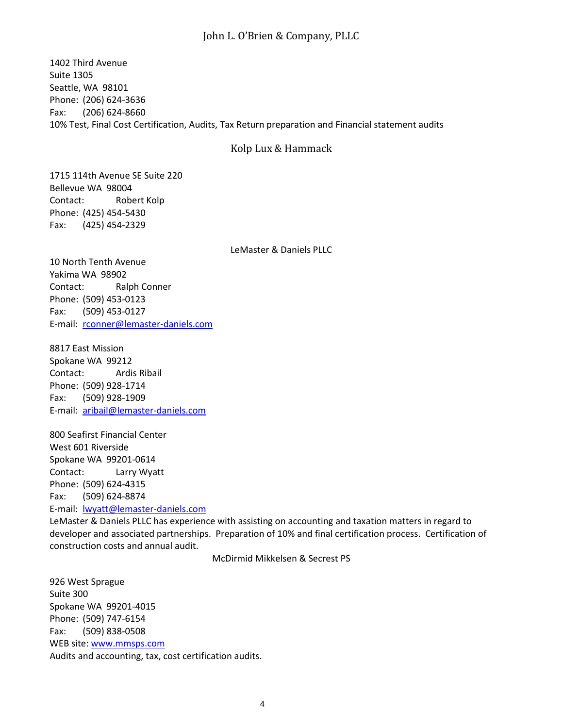## John L. O'Brien & Company, PLLC

1402 Third Avenue
Suite 1305
Seattle, WA 98101
Phone: (206) 624-3636
Fax: (206) 624-8660
10% Test, Final Cost Certification, Audits, Tax Return preparation and Financial statement audits

## Kolp Lux & Hammack

1715 114th Avenue SE Suite 220
Bellevue WA 98004
Contact: Robert Kolp
Phone: (425) 454-5430
Fax: (425) 454-2329

## LeMaster & Daniels PLLC

10 North Tenth Avenue
Yakima WA 98902
Contact: Ralph Conner
Phone: (509) 453-0123
Fax: (509) 453-0127
E-mail: rconner@lemaster-daniels.com

8817 East Mission
Spokane WA 99212
Contact: Ardis Ribail
Phone: (509) 928-1714
Fax: (509) 928-1909
E-mail: aribail@lemaster-daniels.com

800 Seafirst Financial Center
West 601 Riverside
Spokane WA 99201-0614
Contact: Larry Wyatt
Phone: (509) 624-4315
Fax: (509) 624-8874
E-mail: lwyatt@lemaster-daniels.com
LeMaster & Daniels PLLC has experience with assisting on accounting and taxation matters in regard to developer and associated partnerships. Preparation of 10% and final certification process. Certification of construction costs and annual audit.

## McDirmid Mikkelsen & Secrest PS

926 West Sprague
Suite 300
Spokane WA 99201-4015
Phone: (509) 747-6154
Fax: (509) 838-0508
WEB site: www.mmsps.com
Audits and accounting, tax, cost certification audits.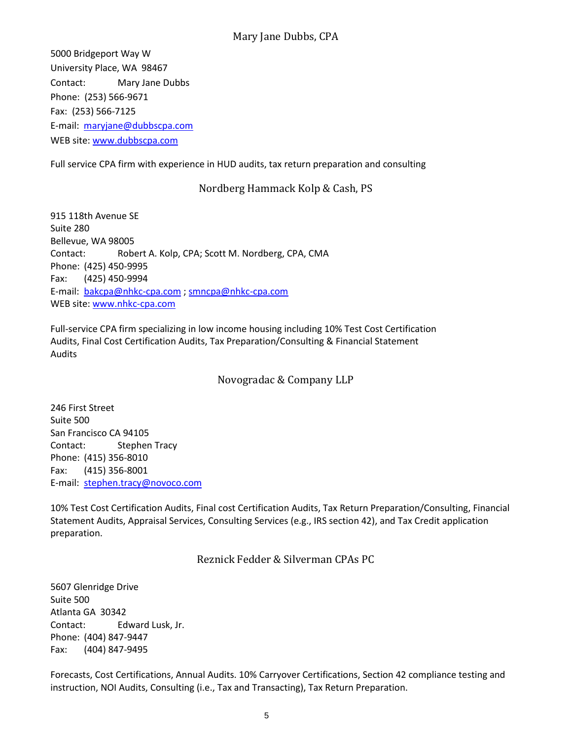## Mary Jane Dubbs, CPA

5000 Bridgeport Way W  
University Place, WA 98467  
Contact: Mary Jane Dubbs  
Phone: (253) 566-9671  
Fax: (253) 566-7125  
E-mail: maryjane@dubbscpa.com  
WEB site: www.dubbscpa.com

Full service CPA firm with experience in HUD audits, tax return preparation and consulting

## Nordberg Hammack Kolp & Cash, PS

915 118th Avenue SE  
Suite 280  
Bellevue, WA 98005  
Contact: Robert A. Kolp, CPA; Scott M. Nordberg, CPA, CMA  
Phone: (425) 450-9995  
Fax: (425) 450-9994  
E-mail: bakcpa@nhkc-cpa.com ; smncpa@nhkc-cpa.com  
WEB site: www.nhkc-cpa.com

Full-service CPA firm specializing in low income housing including 10% Test Cost Certification Audits, Final Cost Certification Audits, Tax Preparation/Consulting & Financial Statement Audits

## Novogradac & Company LLP

246 First Street  
Suite 500  
San Francisco CA 94105  
Contact: Stephen Tracy  
Phone: (415) 356-8010  
Fax: (415) 356-8001  
E-mail: stephen.tracy@novoco.com

10% Test Cost Certification Audits, Final cost Certification Audits, Tax Return Preparation/Consulting, Financial Statement Audits, Appraisal Services, Consulting Services (e.g., IRS section 42), and Tax Credit application preparation.

## Reznick Fedder & Silverman CPAs PC

5607 Glenridge Drive  
Suite 500  
Atlanta GA 30342  
Contact: Edward Lusk, Jr.  
Phone: (404) 847-9447  
Fax: (404) 847-9495

Forecasts, Cost Certifications, Annual Audits. 10% Carryover Certifications, Section 42 compliance testing and instruction, NOI Audits, Consulting (i.e., Tax and Transacting), Tax Return Preparation.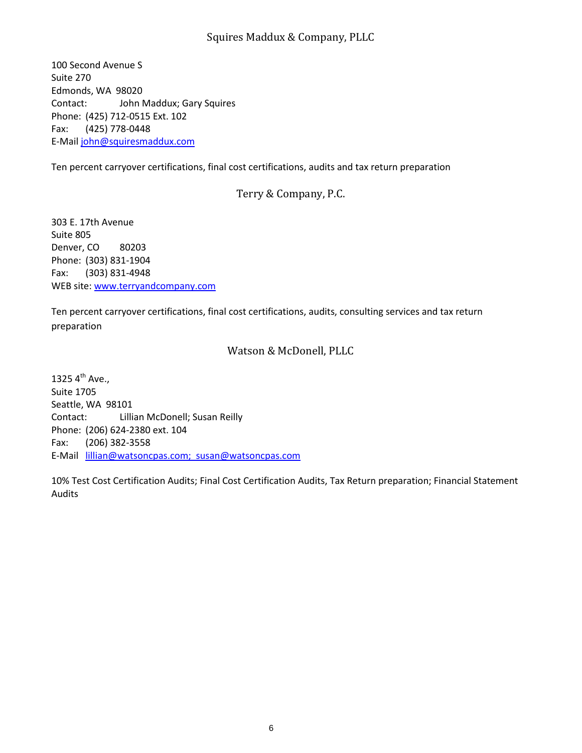## Squires Maddux & Company, PLLC

100 Second Avenue S
Suite 270
Edmonds, WA 98020
Contact: John Maddux; Gary Squires
Phone: (425) 712-0515 Ext. 102
Fax: (425) 778-0448
E-Mail john@squiresmaddux.com

Ten percent carryover certifications, final cost certifications, audits and tax return preparation

## Terry & Company, P.C.

303 E. 17th Avenue
Suite 805
Denver, CO 80203
Phone: (303) 831-1904
Fax: (303) 831-4948
WEB site: www.terryandcompany.com

Ten percent carryover certifications, final cost certifications, audits, consulting services and tax return preparation

## Watson & McDonell, PLLC

1325 4th Ave.,
Suite 1705
Seattle, WA 98101
Contact: Lillian McDonell; Susan Reilly
Phone: (206) 624-2380 ext. 104
Fax: (206) 382-3558
E-Mail lillian@watsoncpas.com; susan@watsoncpas.com

10% Test Cost Certification Audits; Final Cost Certification Audits, Tax Return preparation; Financial Statement Audits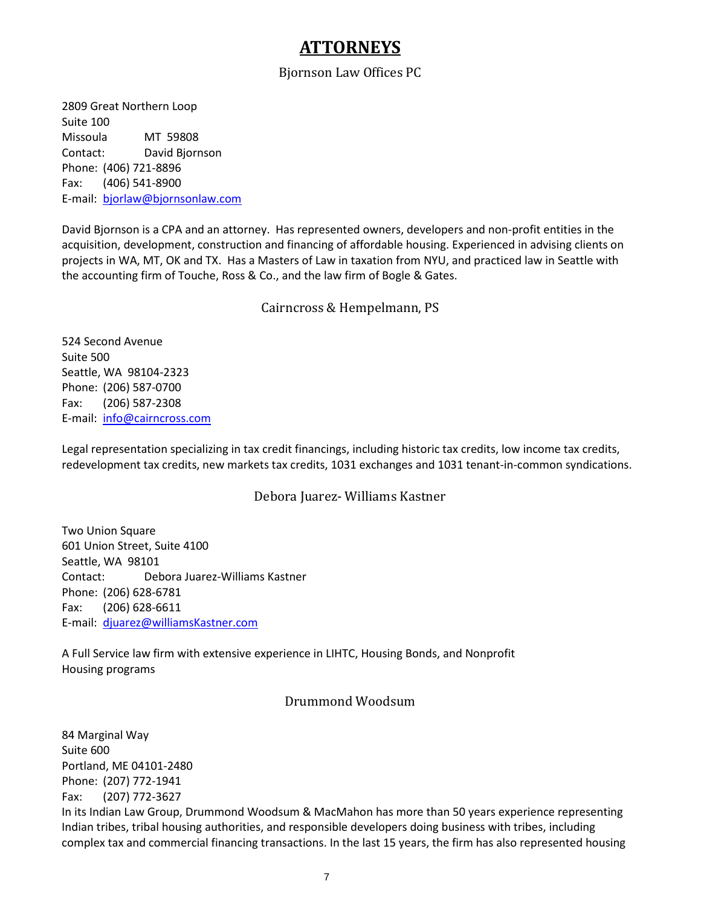# ATTORNEYS

## Bjornson Law Offices PC

2809 Great Northern Loop
Suite 100
Missoula MT 59808
Contact: David Bjornson
Phone: (406) 721-8896
Fax: (406) 541-8900
E-mail: bjorlaw@bjornsonlaw.com

David Bjornson is a CPA and an attorney. Has represented owners, developers and non-profit entities in the acquisition, development, construction and financing of affordable housing. Experienced in advising clients on projects in WA, MT, OK and TX. Has a Masters of Law in taxation from NYU, and practiced law in Seattle with the accounting firm of Touche, Ross & Co., and the law firm of Bogle & Gates.

## Cairncross & Hempelmann, PS

524 Second Avenue
Suite 500
Seattle, WA 98104-2323
Phone: (206) 587-0700
Fax: (206) 587-2308
E-mail: info@cairncross.com

Legal representation specializing in tax credit financings, including historic tax credits, low income tax credits, redevelopment tax credits, new markets tax credits, 1031 exchanges and 1031 tenant-in-common syndications.

## Debora Juarez- Williams Kastner

Two Union Square
601 Union Street, Suite 4100
Seattle, WA 98101
Contact: Debora Juarez-Williams Kastner
Phone: (206) 628-6781
Fax: (206) 628-6611
E-mail: djuarez@williamsKastner.com

A Full Service law firm with extensive experience in LIHTC, Housing Bonds, and Nonprofit Housing programs

## Drummond Woodsum

84 Marginal Way
Suite 600
Portland, ME 04101-2480
Phone: (207) 772-1941
Fax: (207) 772-3627
In its Indian Law Group, Drummond Woodsum & MacMahon has more than 50 years experience representing Indian tribes, tribal housing authorities, and responsible developers doing business with tribes, including complex tax and commercial financing transactions. In the last 15 years, the firm has also represented housing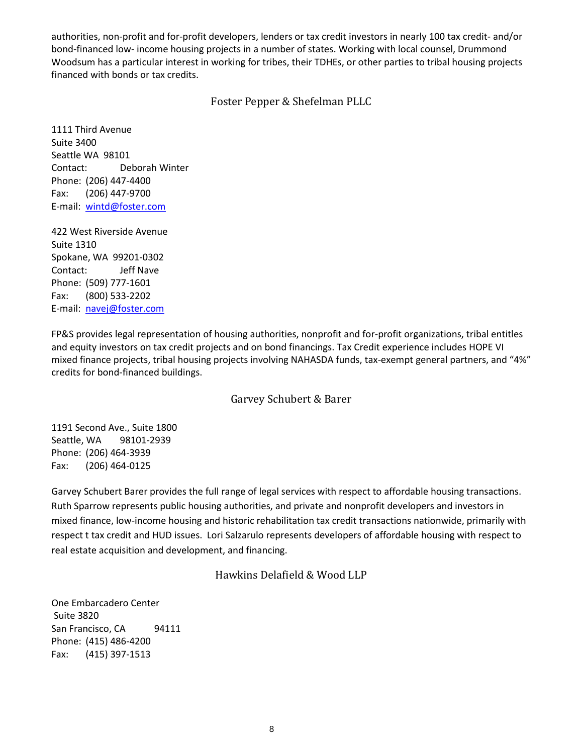authorities, non-profit and for-profit developers, lenders or tax credit investors in nearly 100 tax credit- and/or bond-financed low- income housing projects in a number of states. Working with local counsel, Drummond Woodsum has a particular interest in working for tribes, their TDHEs, or other parties to tribal housing projects financed with bonds or tax credits.

## Foster Pepper & Shefelman PLLC

1111 Third Avenue  
Suite 3400  
Seattle WA 98101  
Contact: Deborah Winter  
Phone: (206) 447-4400  
Fax: (206) 447-9700  
E-mail: [wintd@foster.com](mailto:wintd@foster.com)

422 West Riverside Avenue  
Suite 1310  
Spokane, WA 99201-0302  
Contact: Jeff Nave  
Phone: (509) 777-1601  
Fax: (800) 533-2202  
E-mail: [navej@foster.com](mailto:navej@foster.com)

FP&S provides legal representation of housing authorities, nonprofit and for-profit organizations, tribal entitles and equity investors on tax credit projects and on bond financings. Tax Credit experience includes HOPE VI mixed finance projects, tribal housing projects involving NAHASDA funds, tax-exempt general partners, and "4%" credits for bond-financed buildings.

## Garvey Schubert & Barer

1191 Second Ave., Suite 1800  
Seattle, WA 98101-2939  
Phone: (206) 464-3939  
Fax: (206) 464-0125

Garvey Schubert Barer provides the full range of legal services with respect to affordable housing transactions. Ruth Sparrow represents public housing authorities, and private and nonprofit developers and investors in mixed finance, low-income housing and historic rehabilitation tax credit transactions nationwide, primarily with respect t tax credit and HUD issues. Lori Salzarulo represents developers of affordable housing with respect to real estate acquisition and development, and financing.

## Hawkins Delafield & Wood LLP

One Embarcadero Center  
Suite 3820  
San Francisco, CA 94111  
Phone: (415) 486-4200  
Fax: (415) 397-1513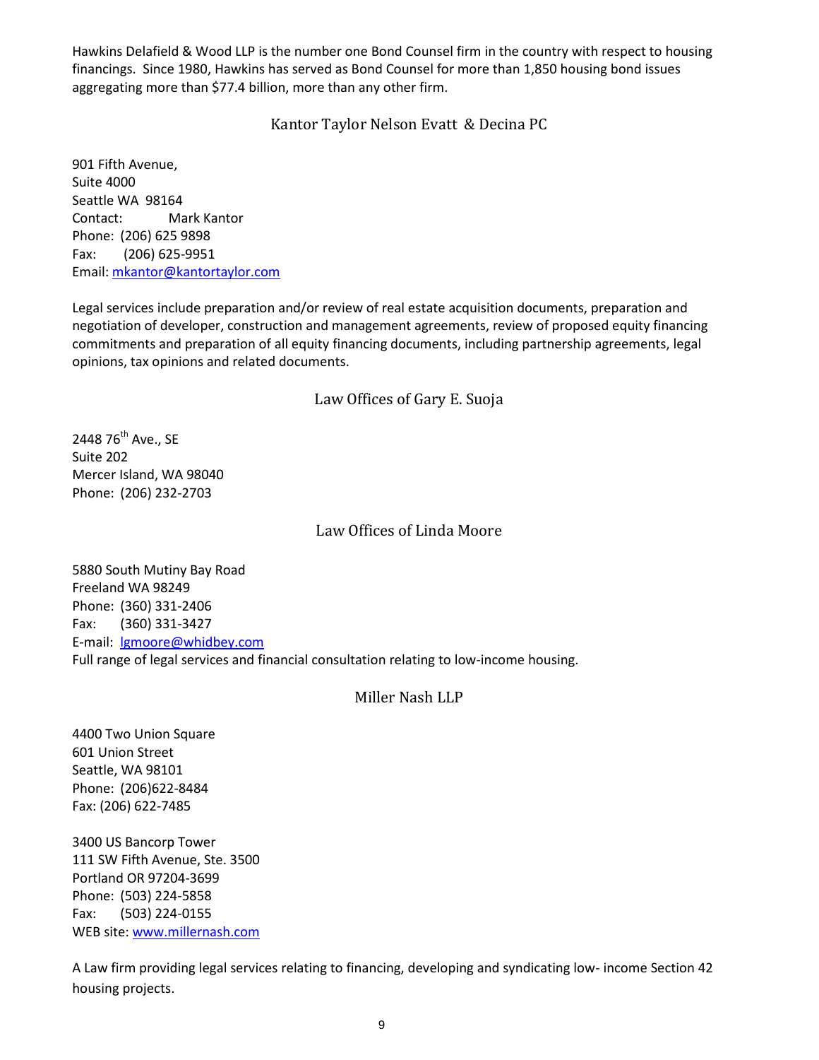Hawkins Delafield & Wood LLP is the number one Bond Counsel firm in the country with respect to housing financings. Since 1980, Hawkins has served as Bond Counsel for more than 1,850 housing bond issues aggregating more than $77.4 billion, more than any other firm.

## Kantor Taylor Nelson Evatt & Decina PC

901 Fifth Avenue,
Suite 4000
Seattle WA 98164
Contact: Mark Kantor
Phone: (206) 625 9898
Fax: (206) 625-9951
Email: mkantor@kantortaylor.com

Legal services include preparation and/or review of real estate acquisition documents, preparation and negotiation of developer, construction and management agreements, review of proposed equity financing commitments and preparation of all equity financing documents, including partnership agreements, legal opinions, tax opinions and related documents.

## Law Offices of Gary E. Suoja

2448 76th Ave., SE
Suite 202
Mercer Island, WA 98040
Phone: (206) 232-2703

## Law Offices of Linda Moore

5880 South Mutiny Bay Road
Freeland WA 98249
Phone: (360) 331-2406
Fax: (360) 331-3427
E-mail: lgmoore@whidbey.com
Full range of legal services and financial consultation relating to low-income housing.

## Miller Nash LLP

4400 Two Union Square
601 Union Street
Seattle, WA 98101
Phone: (206)622-8484
Fax: (206) 622-7485

3400 US Bancorp Tower
111 SW Fifth Avenue, Ste. 3500
Portland OR 97204-3699
Phone: (503) 224-5858
Fax: (503) 224-0155
WEB site: www.millernash.com

A Law firm providing legal services relating to financing, developing and syndicating low- income Section 42 housing projects.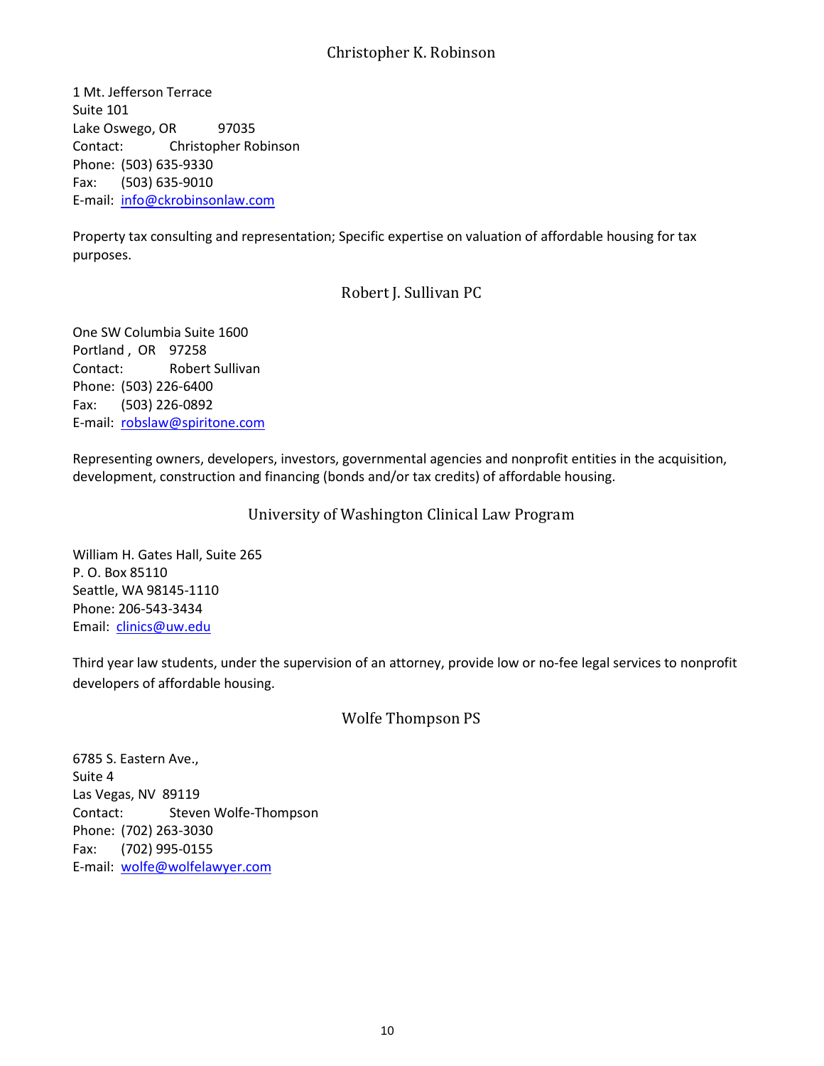## Christopher K. Robinson

1 Mt. Jefferson Terrace
Suite 101
Lake Oswego, OR 97035
Contact: Christopher Robinson
Phone: (503) 635-9330
Fax: (503) 635-9010
E-mail: info@ckrobinsonlaw.com

Property tax consulting and representation; Specific expertise on valuation of affordable housing for tax purposes.

## Robert J. Sullivan PC

One SW Columbia Suite 1600
Portland , OR 97258
Contact: Robert Sullivan
Phone: (503) 226-6400
Fax: (503) 226-0892
E-mail: robslaw@spiritone.com

Representing owners, developers, investors, governmental agencies and nonprofit entities in the acquisition, development, construction and financing (bonds and/or tax credits) of affordable housing.

## University of Washington Clinical Law Program

William H. Gates Hall, Suite 265
P. O. Box 85110
Seattle, WA 98145-1110
Phone: 206-543-3434
Email: clinics@uw.edu

Third year law students, under the supervision of an attorney, provide low or no-fee legal services to nonprofit developers of affordable housing.

## Wolfe Thompson PS

6785 S. Eastern Ave.,
Suite 4
Las Vegas, NV 89119
Contact: Steven Wolfe-Thompson
Phone: (702) 263-3030
Fax: (702) 995-0155
E-mail: wolfe@wolfelawyer.com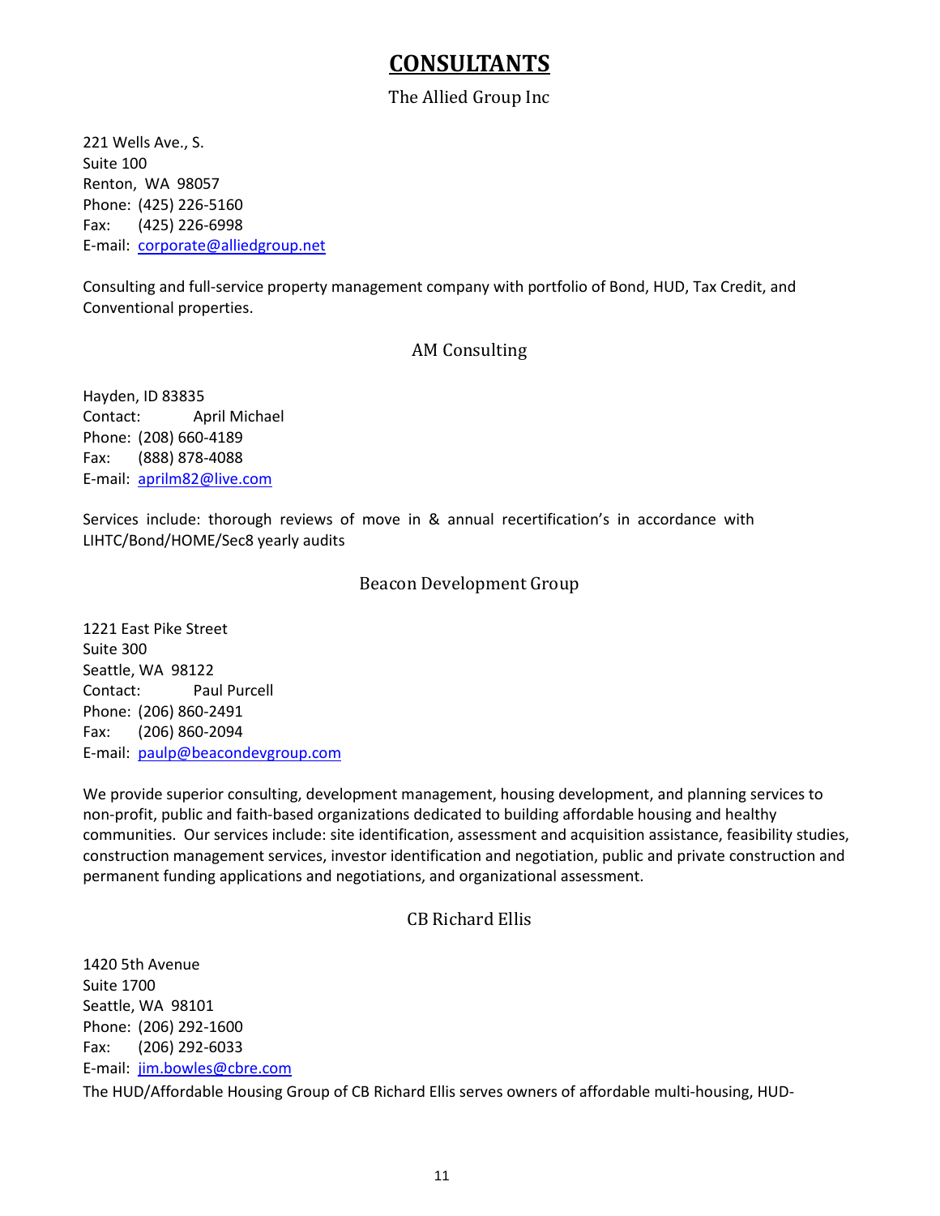# CONSENTANTS

# CONSULTANTS

## The Allied Group Inc

221 Wells Ave., S.
Suite 100
Renton, WA 98057
Phone: (425) 226-5160
Fax: (425) 226-6998
E-mail: corporate@alliedgroup.net

Consulting and full-service property management company with portfolio of Bond, HUD, Tax Credit, and Conventional properties.

## AM Consulting

Hayden, ID 83835
Contact: April Michael
Phone: (208) 660-4189
Fax: (888) 878-4088
E-mail: aprilm82@live.com

Services include: thorough reviews of move in & annual recertification's in accordance with LIHTC/Bond/HOME/Sec8 yearly audits

## Beacon Development Group

1221 East Pike Street
Suite 300
Seattle, WA 98122
Contact: Paul Purcell
Phone: (206) 860-2491
Fax: (206) 860-2094
E-mail: paulp@beacondevgroup.com

We provide superior consulting, development management, housing development, and planning services to non-profit, public and faith-based organizations dedicated to building affordable housing and healthy communities. Our services include: site identification, assessment and acquisition assistance, feasibility studies, construction management services, investor identification and negotiation, public and private construction and permanent funding applications and negotiations, and organizational assessment.

## CB Richard Ellis

1420 5th Avenue
Suite 1700
Seattle, WA 98101
Phone: (206) 292-1600
Fax: (206) 292-6033
E-mail: jim.bowles@cbre.com

The HUD/Affordable Housing Group of CB Richard Ellis serves owners of affordable multi-housing, HUD-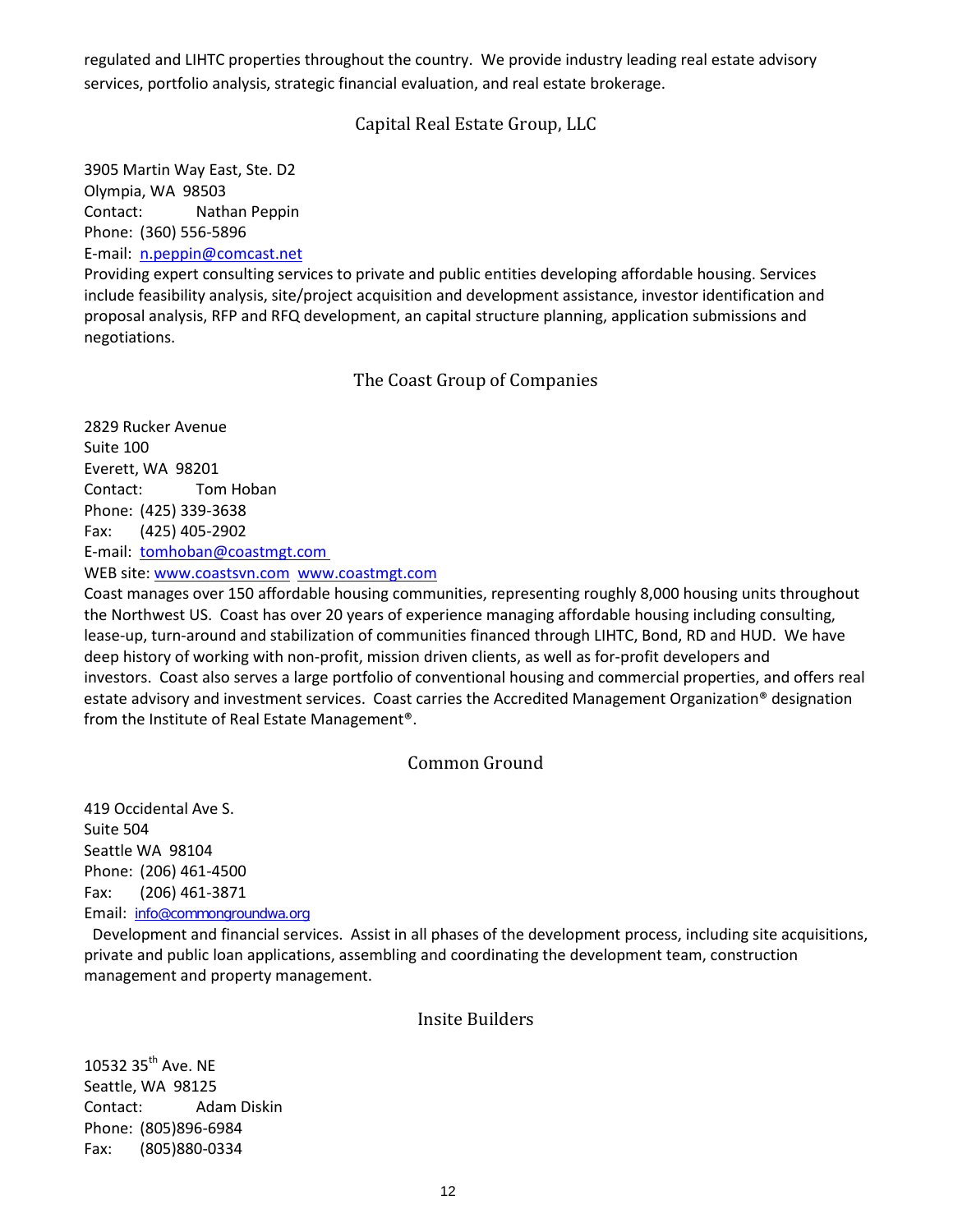regulated and LIHTC properties throughout the country. We provide industry leading real estate advisory services, portfolio analysis, strategic financial evaluation, and real estate brokerage.

## Capital Real Estate Group, LLC

3905 Martin Way East, Ste. D2
Olympia, WA 98503
Contact: Nathan Peppin
Phone: (360) 556-5896
E-mail: n.peppin@comcast.net

Providing expert consulting services to private and public entities developing affordable housing. Services include feasibility analysis, site/project acquisition and development assistance, investor identification and proposal analysis, RFP and RFQ development, an capital structure planning, application submissions and negotiations.

## The Coast Group of Companies

2829 Rucker Avenue
Suite 100
Everett, WA 98201
Contact: Tom Hoban
Phone: (425) 339-3638
Fax: (425) 405-2902
E-mail: tomhoban@coastmgt.com
WEB site: www.coastsvn.com www.coastmgt.com

Coast manages over 150 affordable housing communities, representing roughly 8,000 housing units throughout the Northwest US. Coast has over 20 years of experience managing affordable housing including consulting, lease-up, turn-around and stabilization of communities financed through LIHTC, Bond, RD and HUD. We have deep history of working with non-profit, mission driven clients, as well as for-profit developers and investors. Coast also serves a large portfolio of conventional housing and commercial properties, and offers real estate advisory and investment services. Coast carries the Accredited Management Organization® designation from the Institute of Real Estate Management®.

## Common Ground

419 Occidental Ave S.
Suite 504
Seattle WA 98104
Phone: (206) 461-4500
Fax: (206) 461-3871
Email: info@commongroundwa.org

Development and financial services. Assist in all phases of the development process, including site acquisitions, private and public loan applications, assembling and coordinating the development team, construction management and property management.

## Insite Builders

10532 35th Ave. NE
Seattle, WA 98125
Contact: Adam Diskin
Phone: (805)896-6984
Fax: (805)880-0334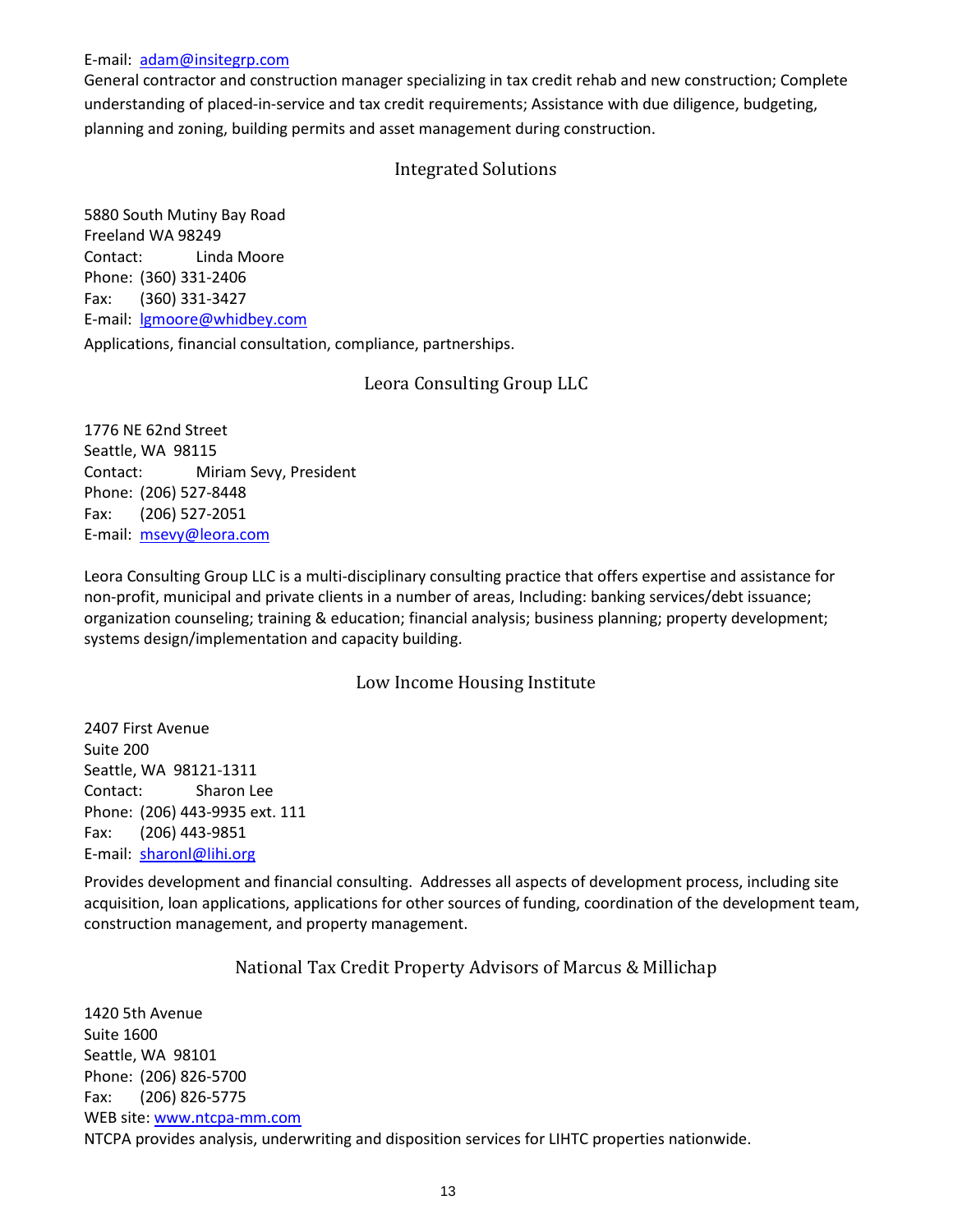E-mail: adam@insitegrp.com

General contractor and construction manager specializing in tax credit rehab and new construction; Complete understanding of placed-in-service and tax credit requirements; Assistance with due diligence, budgeting, planning and zoning, building permits and asset management during construction.

## Integrated Solutions

5880 South Mutiny Bay Road
Freeland WA 98249
Contact: Linda Moore
Phone: (360) 331-2406
Fax: (360) 331-3427
E-mail: lgmoore@whidbey.com

Applications, financial consultation, compliance, partnerships.

## Leora Consulting Group LLC

1776 NE 62nd Street
Seattle, WA 98115
Contact: Miriam Sevy, President
Phone: (206) 527-8448
Fax: (206) 527-2051
E-mail: msevy@leora.com

Leora Consulting Group LLC is a multi-disciplinary consulting practice that offers expertise and assistance for non-profit, municipal and private clients in a number of areas, Including: banking services/debt issuance; organization counseling; training & education; financial analysis; business planning; property development; systems design/implementation and capacity building.

## Low Income Housing Institute

2407 First Avenue
Suite 200
Seattle, WA 98121-1311
Contact: Sharon Lee
Phone: (206) 443-9935 ext. 111
Fax: (206) 443-9851
E-mail: sharonl@lihi.org

Provides development and financial consulting. Addresses all aspects of development process, including site acquisition, loan applications, applications for other sources of funding, coordination of the development team, construction management, and property management.

## National Tax Credit Property Advisors of Marcus & Millichap

1420 5th Avenue
Suite 1600
Seattle, WA 98101
Phone: (206) 826-5700
Fax: (206) 826-5775
WEB site: www.ntcpa-mm.com

NTCPA provides analysis, underwriting and disposition services for LIHTC properties nationwide.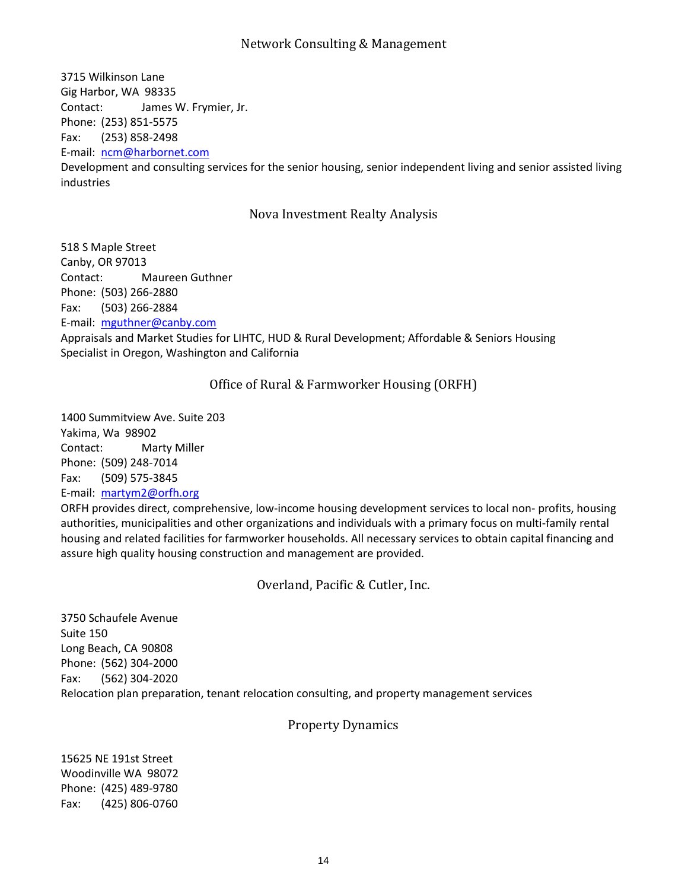## Network Consulting & Management

3715 Wilkinson Lane
Gig Harbor, WA 98335
Contact: James W. Frymier, Jr.
Phone: (253) 851-5575
Fax: (253) 858-2498
E-mail: ncm@harbornet.com
Development and consulting services for the senior housing, senior independent living and senior assisted living industries

## Nova Investment Realty Analysis

518 S Maple Street
Canby, OR 97013
Contact: Maureen Guthner
Phone: (503) 266-2880
Fax: (503) 266-2884
E-mail: mguthner@canby.com
Appraisals and Market Studies for LIHTC, HUD & Rural Development; Affordable & Seniors Housing Specialist in Oregon, Washington and California

## Office of Rural & Farmworker Housing (ORFH)

1400 Summitview Ave. Suite 203
Yakima, Wa 98902
Contact: Marty Miller
Phone: (509) 248-7014
Fax: (509) 575-3845
E-mail: martym2@orfh.org
ORFH provides direct, comprehensive, low-income housing development services to local non- profits, housing authorities, municipalities and other organizations and individuals with a primary focus on multi-family rental housing and related facilities for farmworker households. All necessary services to obtain capital financing and assure high quality housing construction and management are provided.

## Overland, Pacific & Cutler, Inc.

3750 Schaufele Avenue
Suite 150
Long Beach, CA 90808
Phone: (562) 304-2000
Fax: (562) 304-2020
Relocation plan preparation, tenant relocation consulting, and property management services

## Property Dynamics

15625 NE 191st Street
Woodinville WA 98072
Phone: (425) 489-9780
Fax: (425) 806-0760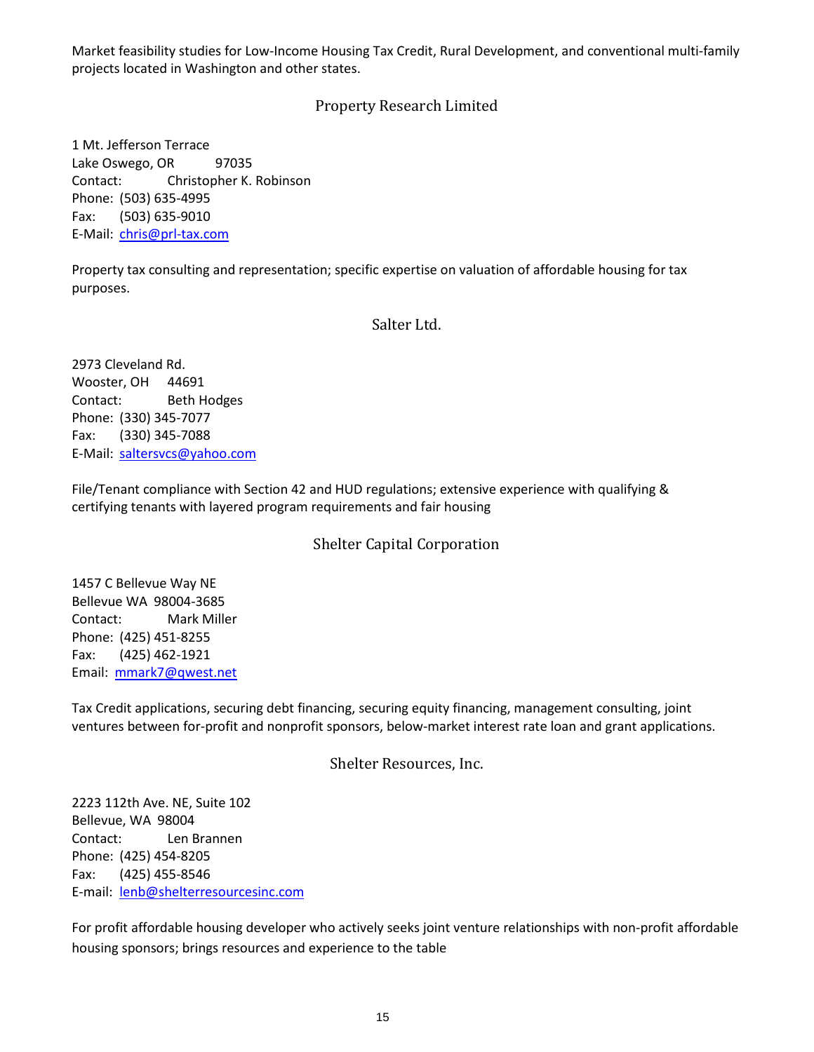Market feasibility studies for Low-Income Housing Tax Credit, Rural Development, and conventional multi-family projects located in Washington and other states.

## Property Research Limited

1 Mt. Jefferson Terrace
Lake Oswego, OR 97035
Contact: Christopher K. Robinson
Phone: (503) 635-4995
Fax: (503) 635-9010
E-Mail: chris@prl-tax.com

Property tax consulting and representation; specific expertise on valuation of affordable housing for tax purposes.

## Salter Ltd.

2973 Cleveland Rd.
Wooster, OH 44691
Contact: Beth Hodges
Phone: (330) 345-7077
Fax: (330) 345-7088
E-Mail: saltersvcs@yahoo.com

File/Tenant compliance with Section 42 and HUD regulations; extensive experience with qualifying & certifying tenants with layered program requirements and fair housing

## Shelter Capital Corporation

1457 C Bellevue Way NE
Bellevue WA 98004-3685
Contact: Mark Miller
Phone: (425) 451-8255
Fax: (425) 462-1921
Email: mmark7@qwest.net

Tax Credit applications, securing debt financing, securing equity financing, management consulting, joint ventures between for-profit and nonprofit sponsors, below-market interest rate loan and grant applications.

## Shelter Resources, Inc.

2223 112th Ave. NE, Suite 102
Bellevue, WA 98004
Contact: Len Brannen
Phone: (425) 454-8205
Fax: (425) 455-8546
E-mail: lenb@shelterresourcesinc.com

For profit affordable housing developer who actively seeks joint venture relationships with non-profit affordable housing sponsors; brings resources and experience to the table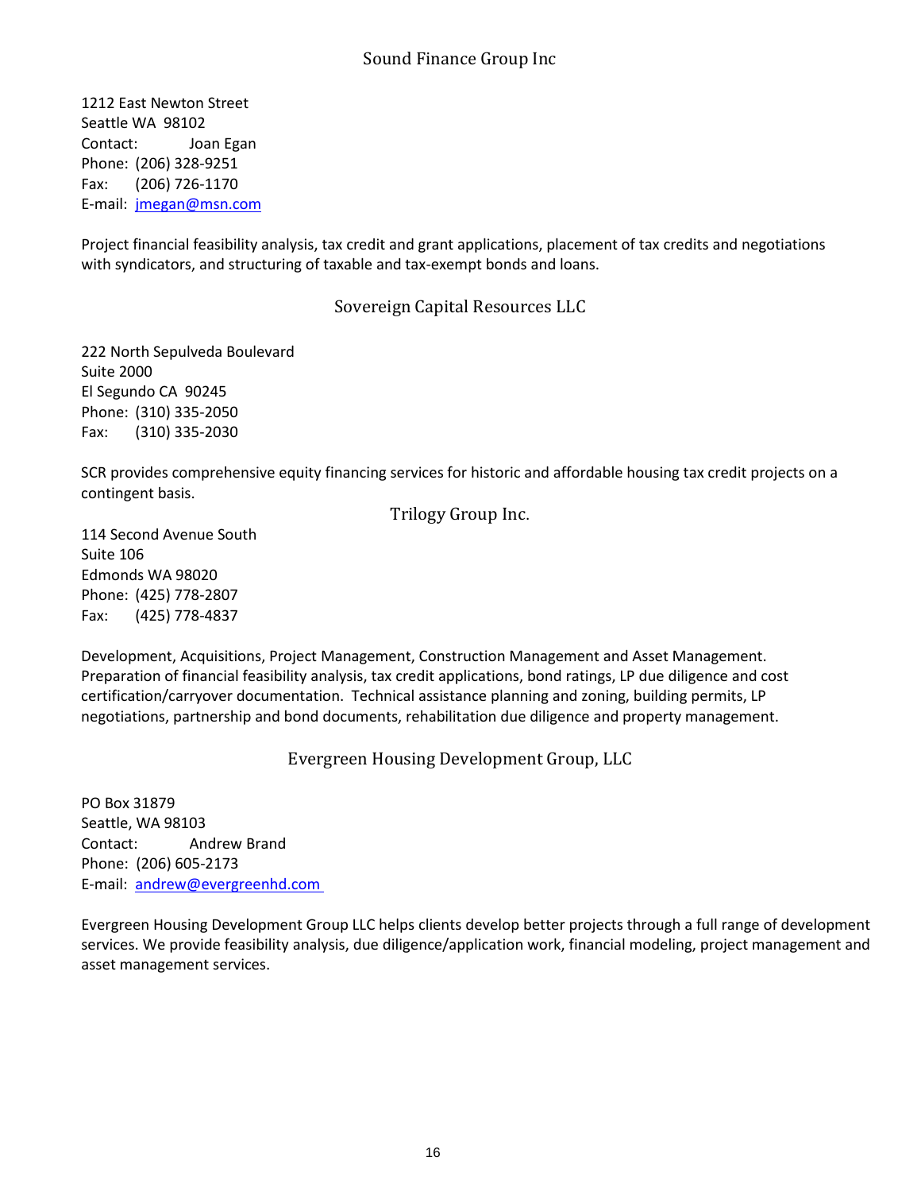## Sound Finance Group Inc

1212 East Newton Street
Seattle WA 98102
Contact: Joan Egan
Phone: (206) 328-9251
Fax: (206) 726-1170
E-mail: jmegan@msn.com

Project financial feasibility analysis, tax credit and grant applications, placement of tax credits and negotiations with syndicators, and structuring of taxable and tax-exempt bonds and loans.

## Sovereign Capital Resources LLC

222 North Sepulveda Boulevard
Suite 2000
El Segundo CA 90245
Phone: (310) 335-2050
Fax: (310) 335-2030

SCR provides comprehensive equity financing services for historic and affordable housing tax credit projects on a contingent basis.

## Trilogy Group Inc.

114 Second Avenue South
Suite 106
Edmonds WA 98020
Phone: (425) 778-2807
Fax: (425) 778-4837

Development, Acquisitions, Project Management, Construction Management and Asset Management. Preparation of financial feasibility analysis, tax credit applications, bond ratings, LP due diligence and cost certification/carryover documentation. Technical assistance planning and zoning, building permits, LP negotiations, partnership and bond documents, rehabilitation due diligence and property management.

## Evergreen Housing Development Group, LLC

PO Box 31879
Seattle, WA 98103
Contact: Andrew Brand
Phone: (206) 605-2173
E-mail: andrew@evergreenhd.com

Evergreen Housing Development Group LLC helps clients develop better projects through a full range of development services. We provide feasibility analysis, due diligence/application work, financial modeling, project management and asset management services.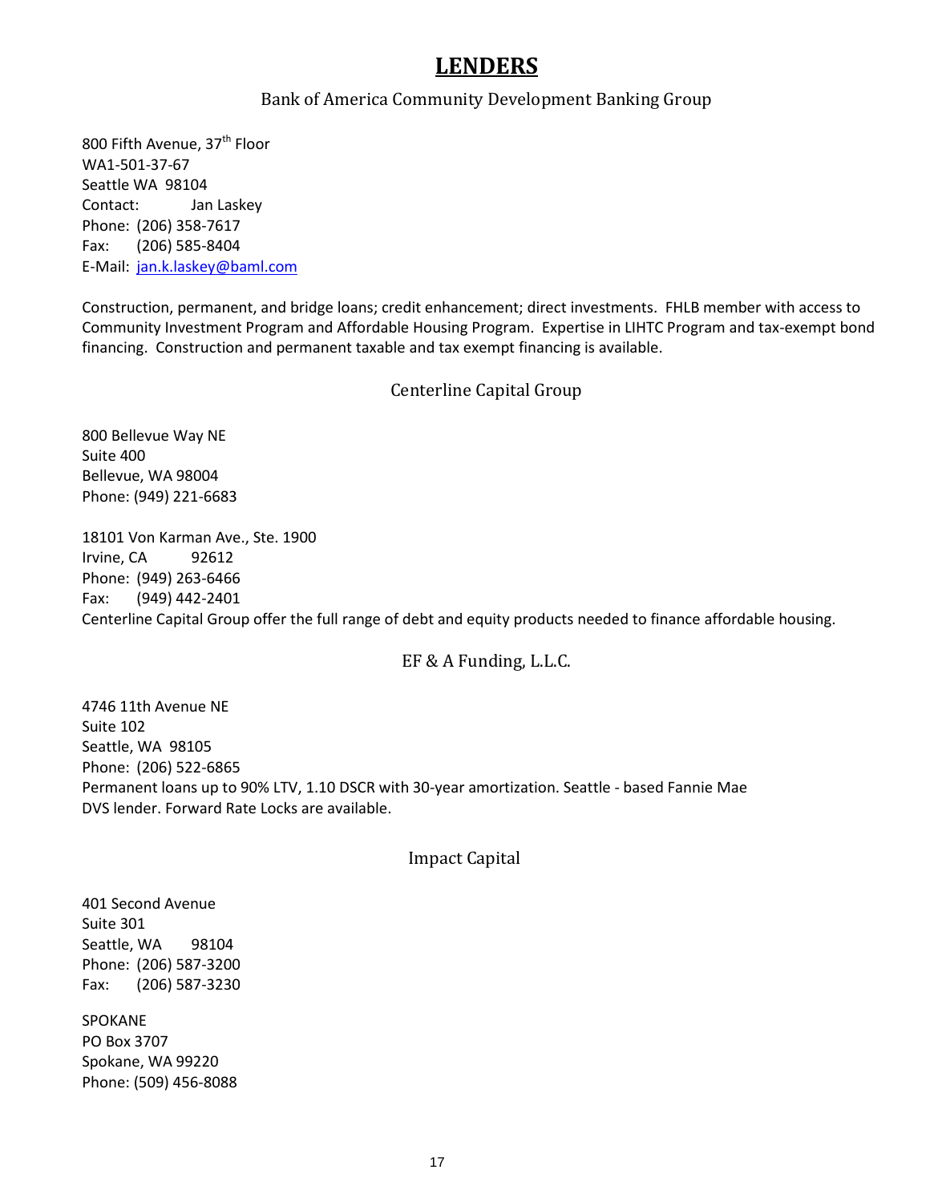# LENDERS

## Bank of America Community Development Banking Group

800 Fifth Avenue, 37th Floor
WA1-501-37-67
Seattle WA 98104
Contact: Jan Laskey
Phone: (206) 358-7617
Fax: (206) 585-8404
E-Mail: jan.k.laskey@baml.com

Construction, permanent, and bridge loans; credit enhancement; direct investments. FHLB member with access to Community Investment Program and Affordable Housing Program. Expertise in LIHTC Program and tax-exempt bond financing. Construction and permanent taxable and tax exempt financing is available.

## Centerline Capital Group

800 Bellevue Way NE
Suite 400
Bellevue, WA 98004
Phone: (949) 221-6683

18101 Von Karman Ave., Ste. 1900
Irvine, CA 92612
Phone: (949) 263-6466
Fax: (949) 442-2401
Centerline Capital Group offer the full range of debt and equity products needed to finance affordable housing.

## EF & A Funding, L.L.C.

4746 11th Avenue NE
Suite 102
Seattle, WA 98105
Phone: (206) 522-6865
Permanent loans up to 90% LTV, 1.10 DSCR with 30-year amortization. Seattle - based Fannie Mae DVS lender. Forward Rate Locks are available.

## Impact Capital

401 Second Avenue
Suite 301
Seattle, WA 98104
Phone: (206) 587-3200
Fax: (206) 587-3230

SPOKANE
PO Box 3707
Spokane, WA 99220
Phone: (509) 456-8088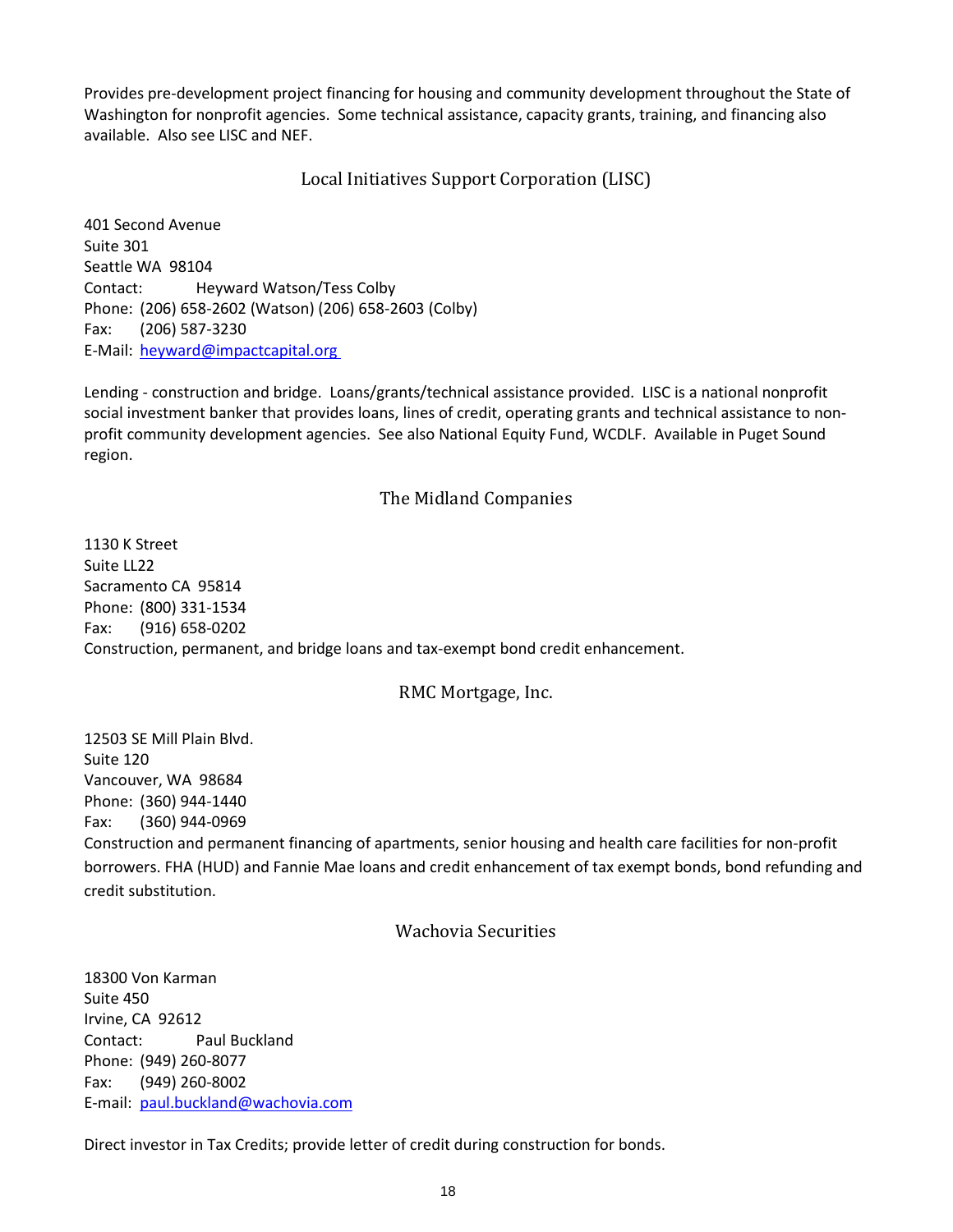Provides pre-development project financing for housing and community development throughout the State of Washington for nonprofit agencies. Some technical assistance, capacity grants, training, and financing also available. Also see LISC and NEF.

## Local Initiatives Support Corporation (LISC)

401 Second Avenue
Suite 301
Seattle WA 98104
Contact: Heyward Watson/Tess Colby
Phone: (206) 658-2602 (Watson) (206) 658-2603 (Colby)
Fax: (206) 587-3230
E-Mail: heyward@impactcapital.org

Lending - construction and bridge. Loans/grants/technical assistance provided. LISC is a national nonprofit social investment banker that provides loans, lines of credit, operating grants and technical assistance to non-profit community development agencies. See also National Equity Fund, WCDLF. Available in Puget Sound region.

## The Midland Companies

1130 K Street
Suite LL22
Sacramento CA 95814
Phone: (800) 331-1534
Fax: (916) 658-0202
Construction, permanent, and bridge loans and tax-exempt bond credit enhancement.

## RMC Mortgage, Inc.

12503 SE Mill Plain Blvd.
Suite 120
Vancouver, WA 98684
Phone: (360) 944-1440
Fax: (360) 944-0969
Construction and permanent financing of apartments, senior housing and health care facilities for non-profit borrowers. FHA (HUD) and Fannie Mae loans and credit enhancement of tax exempt bonds, bond refunding and credit substitution.

## Wachovia Securities

18300 Von Karman
Suite 450
Irvine, CA 92612
Contact: Paul Buckland
Phone: (949) 260-8077
Fax: (949) 260-8002
E-mail: paul.buckland@wachovia.com

Direct investor in Tax Credits; provide letter of credit during construction for bonds.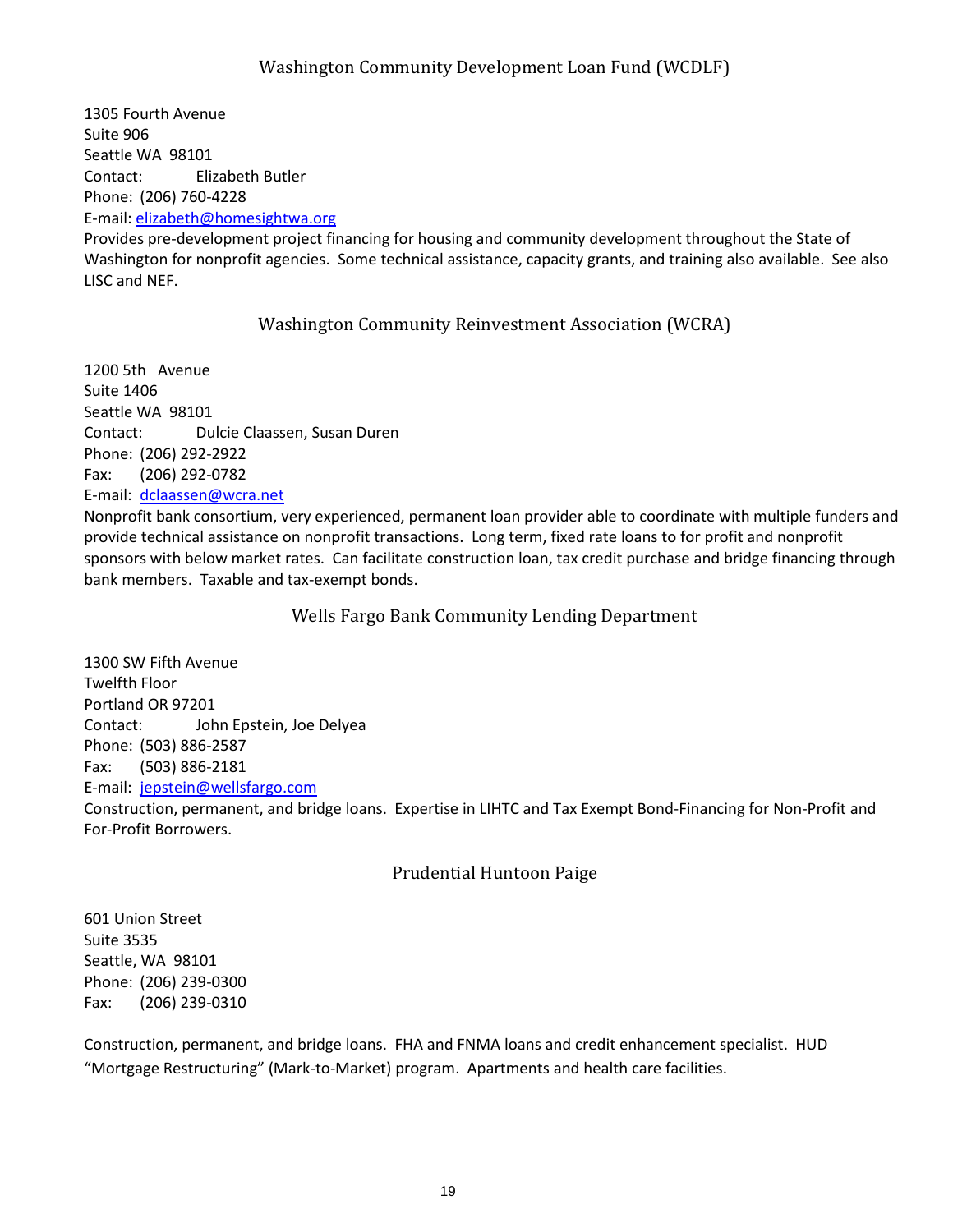## Washington Community Development Loan Fund (WCDLF)

1305 Fourth Avenue
Suite 906
Seattle WA 98101
Contact: Elizabeth Butler
Phone: (206) 760-4228
E-mail: elizabeth@homesightwa.org

Provides pre-development project financing for housing and community development throughout the State of Washington for nonprofit agencies. Some technical assistance, capacity grants, and training also available. See also LISC and NEF.

## Washington Community Reinvestment Association (WCRA)

1200 5th Avenue
Suite 1406
Seattle WA 98101
Contact: Dulcie Claassen, Susan Duren
Phone: (206) 292-2922
Fax: (206) 292-0782
E-mail: dclaassen@wcra.net

Nonprofit bank consortium, very experienced, permanent loan provider able to coordinate with multiple funders and provide technical assistance on nonprofit transactions. Long term, fixed rate loans to for profit and nonprofit sponsors with below market rates. Can facilitate construction loan, tax credit purchase and bridge financing through bank members. Taxable and tax-exempt bonds.

## Wells Fargo Bank Community Lending Department

1300 SW Fifth Avenue
Twelfth Floor
Portland OR 97201
Contact: John Epstein, Joe Delyea
Phone: (503) 886-2587
Fax: (503) 886-2181
E-mail: jepstein@wellsfargo.com

Construction, permanent, and bridge loans. Expertise in LIHTC and Tax Exempt Bond-Financing for Non-Profit and For-Profit Borrowers.

## Prudential Huntoon Paige

601 Union Street
Suite 3535
Seattle, WA 98101
Phone: (206) 239-0300
Fax: (206) 239-0310

Construction, permanent, and bridge loans. FHA and FNMA loans and credit enhancement specialist. HUD "Mortgage Restructuring" (Mark-to-Market) program. Apartments and health care facilities.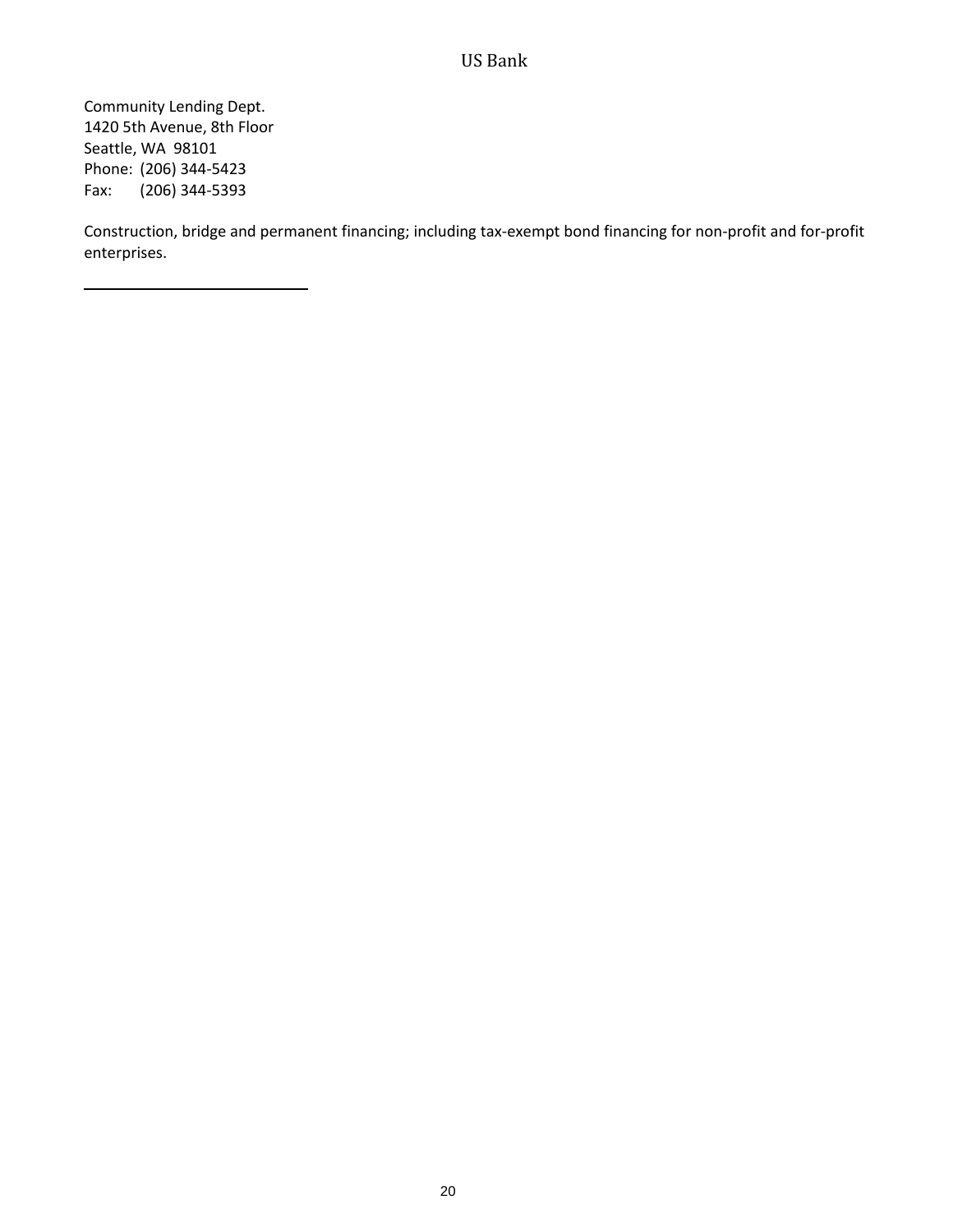## US Bank

Community Lending Dept.
1420 5th Avenue, 8th Floor
Seattle, WA  98101
Phone:  (206) 344-5423
Fax:     (206) 344-5393

Construction, bridge and permanent financing; including tax-exempt bond financing for non-profit and for-profit enterprises.

---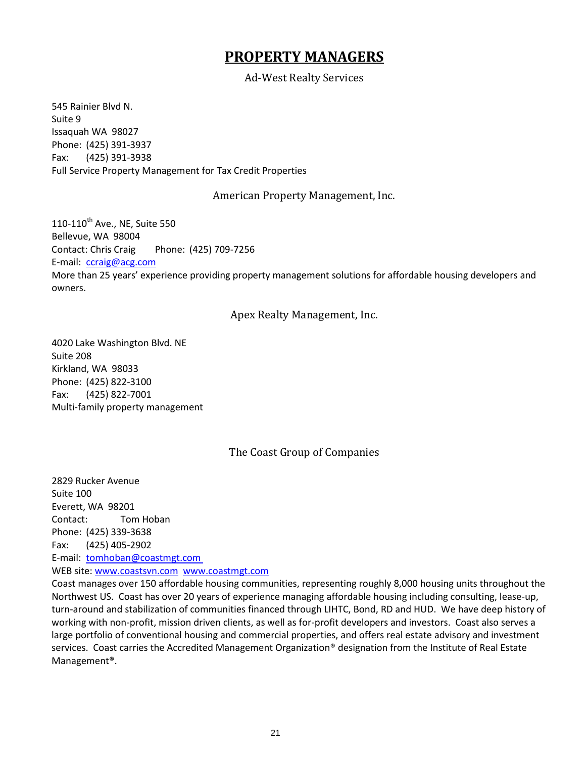# PROPERTY MANAGERS

## Ad-West Realty Services

545 Rainier Blvd N.
Suite 9
Issaquah WA 98027
Phone: (425) 391-3937
Fax: (425) 391-3938
Full Service Property Management for Tax Credit Properties

## American Property Management, Inc.

110-110th Ave., NE, Suite 550
Bellevue, WA 98004
Contact: Chris Craig Phone: (425) 709-7256
E-mail: ccraig@acg.com
More than 25 years' experience providing property management solutions for affordable housing developers and owners.

## Apex Realty Management, Inc.

4020 Lake Washington Blvd. NE
Suite 208
Kirkland, WA 98033
Phone: (425) 822-3100
Fax: (425) 822-7001
Multi-family property management

## The Coast Group of Companies

2829 Rucker Avenue
Suite 100
Everett, WA 98201
Contact: Tom Hoban
Phone: (425) 339-3638
Fax: (425) 405-2902
E-mail: tomhoban@coastmgt.com
WEB site: www.coastsvn.com www.coastmgt.com
Coast manages over 150 affordable housing communities, representing roughly 8,000 housing units throughout the Northwest US. Coast has over 20 years of experience managing affordable housing including consulting, lease-up, turn-around and stabilization of communities financed through LIHTC, Bond, RD and HUD. We have deep history of working with non-profit, mission driven clients, as well as for-profit developers and investors. Coast also serves a large portfolio of conventional housing and commercial properties, and offers real estate advisory and investment services. Coast carries the Accredited Management Organization® designation from the Institute of Real Estate Management®.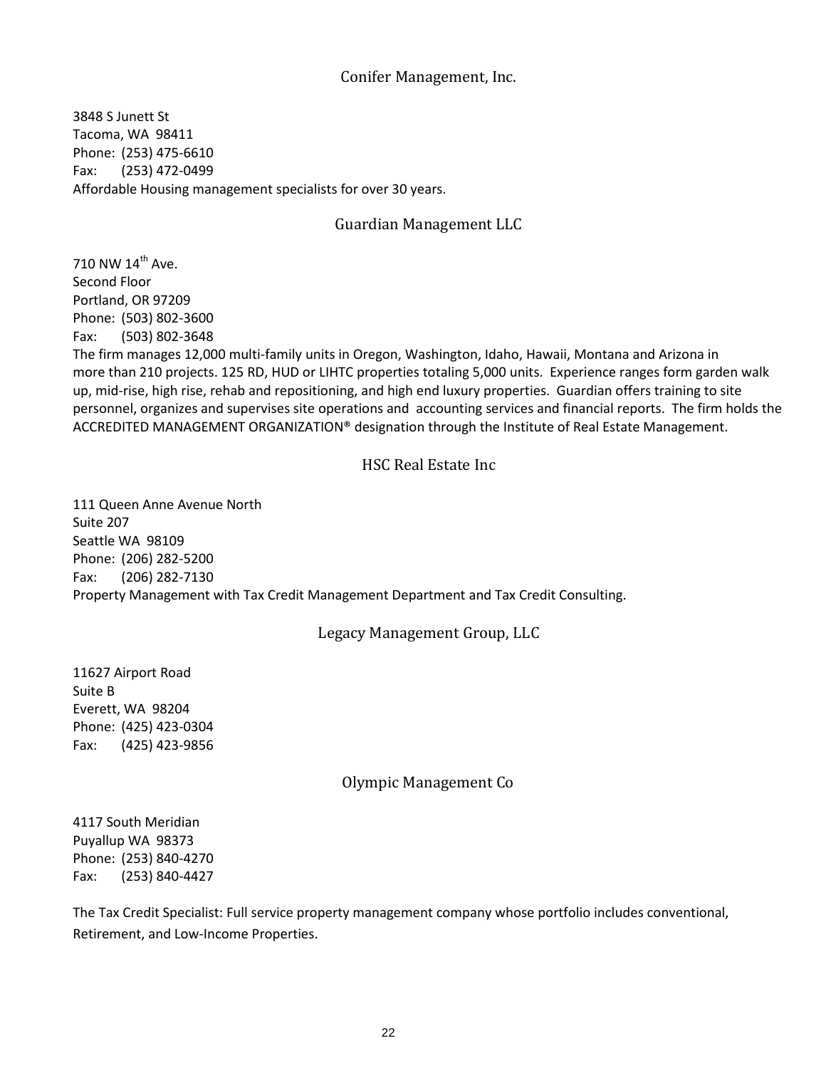## Conifer Management, Inc.

3848 S Junett St
Tacoma, WA 98411
Phone: (253) 475-6610
Fax: (253) 472-0499
Affordable Housing management specialists for over 30 years.

## Guardian Management LLC

710 NW 14th Ave.
Second Floor
Portland, OR 97209
Phone: (503) 802-3600
Fax: (503) 802-3648
The firm manages 12,000 multi-family units in Oregon, Washington, Idaho, Hawaii, Montana and Arizona in more than 210 projects. 125 RD, HUD or LIHTC properties totaling 5,000 units. Experience ranges form garden walk up, mid-rise, high rise, rehab and repositioning, and high end luxury properties. Guardian offers training to site personnel, organizes and supervises site operations and accounting services and financial reports. The firm holds the ACCREDITED MANAGEMENT ORGANIZATION® designation through the Institute of Real Estate Management.

## HSC Real Estate Inc

111 Queen Anne Avenue North
Suite 207
Seattle WA 98109
Phone: (206) 282-5200
Fax: (206) 282-7130
Property Management with Tax Credit Management Department and Tax Credit Consulting.

## Legacy Management Group, LLC

11627 Airport Road
Suite B
Everett, WA 98204
Phone: (425) 423-0304
Fax: (425) 423-9856

## Olympic Management Co

4117 South Meridian
Puyallup WA 98373
Phone: (253) 840-4270
Fax: (253) 840-4427

The Tax Credit Specialist: Full service property management company whose portfolio includes conventional, Retirement, and Low-Income Properties.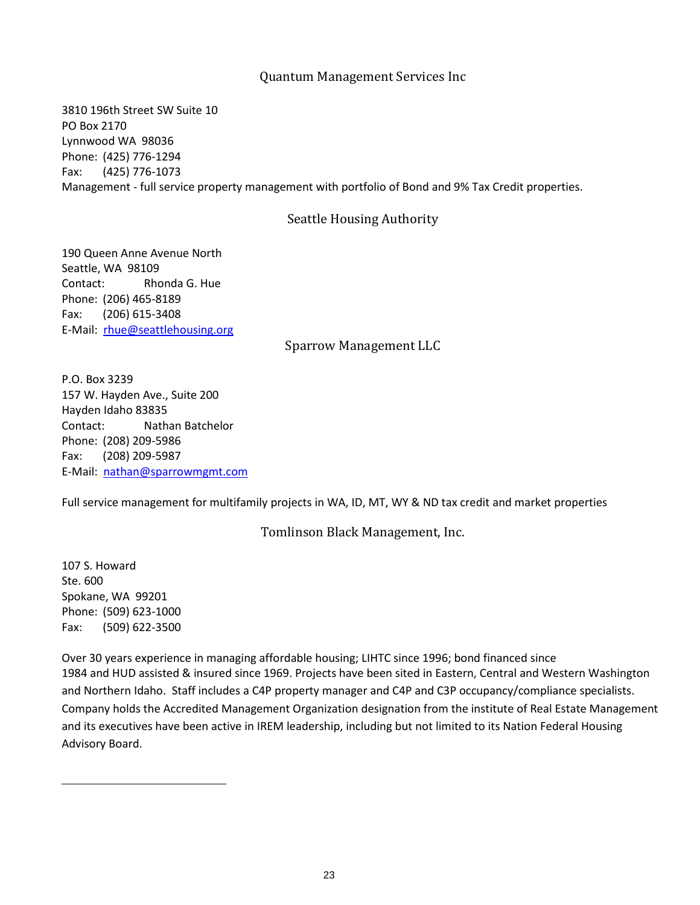## Quantum Management Services Inc

3810 196th Street SW Suite 10  
PO Box 2170  
Lynnwood WA 98036  
Phone: (425) 776-1294  
Fax: (425) 776-1073  
Management - full service property management with portfolio of Bond and 9% Tax Credit properties.

## Seattle Housing Authority

190 Queen Anne Avenue North  
Seattle, WA 98109  
Contact: Rhonda G. Hue  
Phone: (206) 465-8189  
Fax: (206) 615-3408  
E-Mail: rhue@seattlehousing.org

## Sparrow Management LLC

P.O. Box 3239  
157 W. Hayden Ave., Suite 200  
Hayden Idaho 83835  
Contact: Nathan Batchelor  
Phone: (208) 209-5986  
Fax: (208) 209-5987  
E-Mail: nathan@sparrowmgmt.com

Full service management for multifamily projects in WA, ID, MT, WY & ND tax credit and market properties

## Tomlinson Black Management, Inc.

107 S. Howard  
Ste. 600  
Spokane, WA 99201  
Phone: (509) 623-1000  
Fax: (509) 622-3500

Over 30 years experience in managing affordable housing; LIHTC since 1996; bond financed since 1984 and HUD assisted & insured since 1969. Projects have been sited in Eastern, Central and Western Washington and Northern Idaho. Staff includes a C4P property manager and C4P and C3P occupancy/compliance specialists. Company holds the Accredited Management Organization designation from the institute of Real Estate Management and its executives have been active in IREM leadership, including but not limited to its Nation Federal Housing Advisory Board.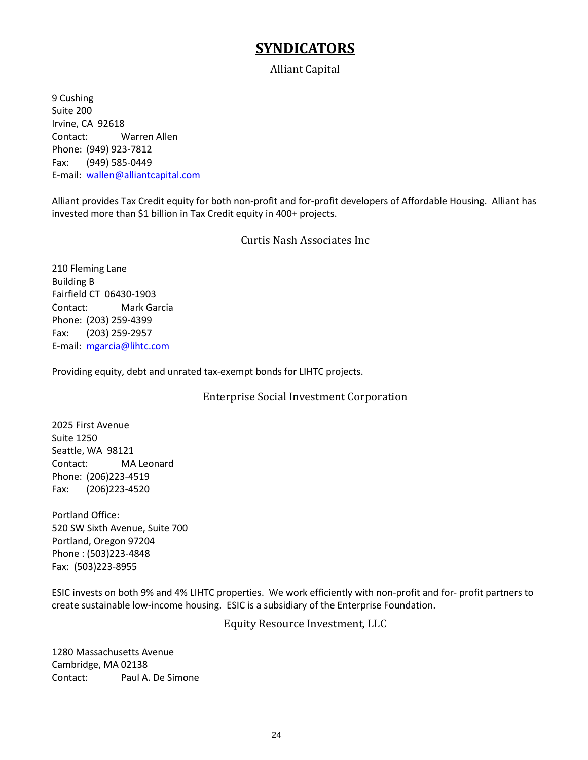# SYNDICATORS

## Alliant Capital

9 Cushing
Suite 200
Irvine, CA 92618
Contact: Warren Allen
Phone: (949) 923-7812
Fax: (949) 585-0449
E-mail: wallen@alliantcapital.com

Alliant provides Tax Credit equity for both non-profit and for-profit developers of Affordable Housing. Alliant has invested more than $1 billion in Tax Credit equity in 400+ projects.

## Curtis Nash Associates Inc

210 Fleming Lane
Building B
Fairfield CT 06430-1903
Contact: Mark Garcia
Phone: (203) 259-4399
Fax: (203) 259-2957
E-mail: mgarcia@lihtc.com

Providing equity, debt and unrated tax-exempt bonds for LIHTC projects.

## Enterprise Social Investment Corporation

2025 First Avenue
Suite 1250
Seattle, WA 98121
Contact: MA Leonard
Phone: (206)223-4519
Fax: (206)223-4520

Portland Office:
520 SW Sixth Avenue, Suite 700
Portland, Oregon 97204
Phone : (503)223-4848
Fax: (503)223-8955

ESIC invests on both 9% and 4% LIHTC properties. We work efficiently with non-profit and for- profit partners to create sustainable low-income housing. ESIC is a subsidiary of the Enterprise Foundation.

## Equity Resource Investment, LLC

1280 Massachusetts Avenue
Cambridge, MA 02138
Contact: Paul A. De Simone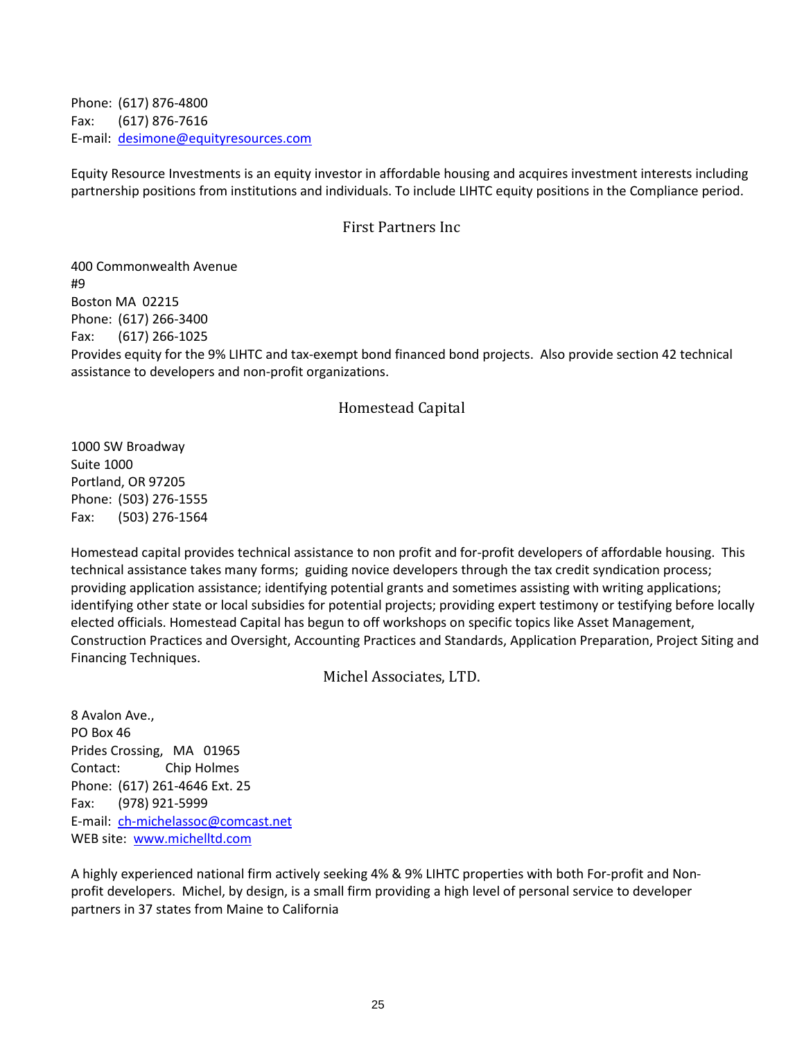Phone: (617) 876-4800
Fax: (617) 876-7616
E-mail: desimone@equityresources.com

Equity Resource Investments is an equity investor in affordable housing and acquires investment interests including partnership positions from institutions and individuals. To include LIHTC equity positions in the Compliance period.

## First Partners Inc

400 Commonwealth Avenue
#9
Boston MA 02215
Phone: (617) 266-3400
Fax: (617) 266-1025
Provides equity for the 9% LIHTC and tax-exempt bond financed bond projects. Also provide section 42 technical assistance to developers and non-profit organizations.

## Homestead Capital

1000 SW Broadway
Suite 1000
Portland, OR 97205
Phone: (503) 276-1555
Fax: (503) 276-1564

Homestead capital provides technical assistance to non profit and for-profit developers of affordable housing. This technical assistance takes many forms; guiding novice developers through the tax credit syndication process; providing application assistance; identifying potential grants and sometimes assisting with writing applications; identifying other state or local subsidies for potential projects; providing expert testimony or testifying before locally elected officials. Homestead Capital has begun to off workshops on specific topics like Asset Management, Construction Practices and Oversight, Accounting Practices and Standards, Application Preparation, Project Siting and Financing Techniques.

## Michel Associates, LTD.

8 Avalon Ave.,
PO Box 46
Prides Crossing, MA 01965
Contact: Chip Holmes
Phone: (617) 261-4646 Ext. 25
Fax: (978) 921-5999
E-mail: ch-michelassoc@comcast.net
WEB site: www.michelltd.com

A highly experienced national firm actively seeking 4% & 9% LIHTC properties with both For-profit and Non-profit developers. Michel, by design, is a small firm providing a high level of personal service to developer partners in 37 states from Maine to California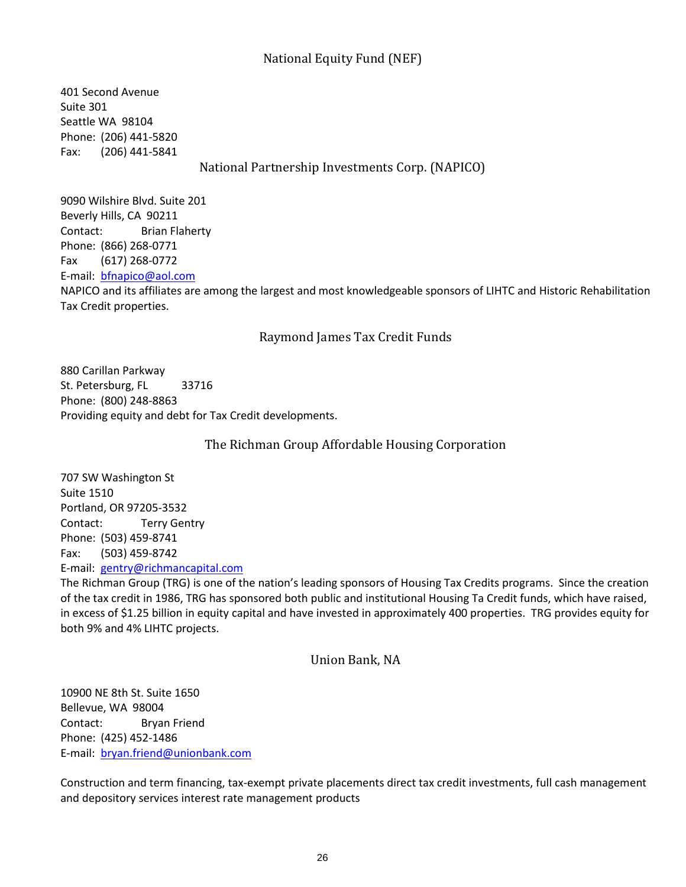## National Equity Fund (NEF)

401 Second Avenue
Suite 301
Seattle WA 98104
Phone: (206) 441-5820
Fax: (206) 441-5841

## National Partnership Investments Corp. (NAPICO)

9090 Wilshire Blvd. Suite 201
Beverly Hills, CA 90211
Contact: Brian Flaherty
Phone: (866) 268-0771
Fax (617) 268-0772
E-mail: bfnapico@aol.com
NAPICO and its affiliates are among the largest and most knowledgeable sponsors of LIHTC and Historic Rehabilitation Tax Credit properties.

## Raymond James Tax Credit Funds

880 Carillan Parkway
St. Petersburg, FL 33716
Phone: (800) 248-8863
Providing equity and debt for Tax Credit developments.

## The Richman Group Affordable Housing Corporation

707 SW Washington St
Suite 1510
Portland, OR 97205-3532
Contact: Terry Gentry
Phone: (503) 459-8741
Fax: (503) 459-8742
E-mail: gentry@richmancapital.com
The Richman Group (TRG) is one of the nation's leading sponsors of Housing Tax Credits programs. Since the creation of the tax credit in 1986, TRG has sponsored both public and institutional Housing Ta Credit funds, which have raised, in excess of $1.25 billion in equity capital and have invested in approximately 400 properties. TRG provides equity for both 9% and 4% LIHTC projects.

## Union Bank, NA

10900 NE 8th St. Suite 1650
Bellevue, WA 98004
Contact: Bryan Friend
Phone: (425) 452-1486
E-mail: bryan.friend@unionbank.com

Construction and term financing, tax-exempt private placements direct tax credit investments, full cash management and depository services interest rate management products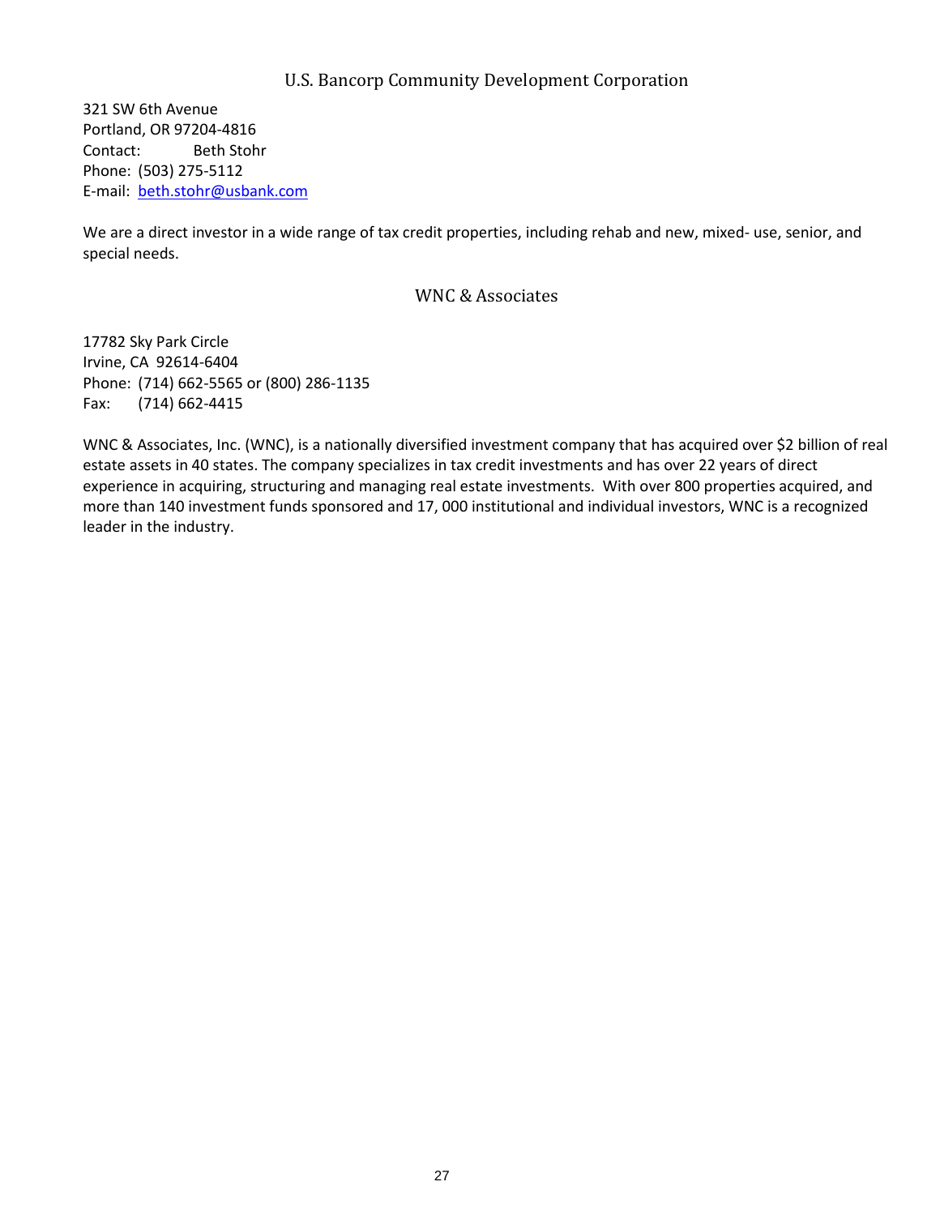## U.S. Bancorp Community Development Corporation

321 SW 6th Avenue
Portland, OR 97204-4816
Contact: Beth Stohr
Phone: (503) 275-5112
E-mail: beth.stohr@usbank.com

We are a direct investor in a wide range of tax credit properties, including rehab and new, mixed- use, senior, and special needs.

## WNC & Associates

17782 Sky Park Circle
Irvine, CA 92614-6404
Phone: (714) 662-5565 or (800) 286-1135
Fax: (714) 662-4415

WNC & Associates, Inc. (WNC), is a nationally diversified investment company that has acquired over $2 billion of real estate assets in 40 states. The company specializes in tax credit investments and has over 22 years of direct experience in acquiring, structuring and managing real estate investments. With over 800 properties acquired, and more than 140 investment funds sponsored and 17, 000 institutional and individual investors, WNC is a recognized leader in the industry.